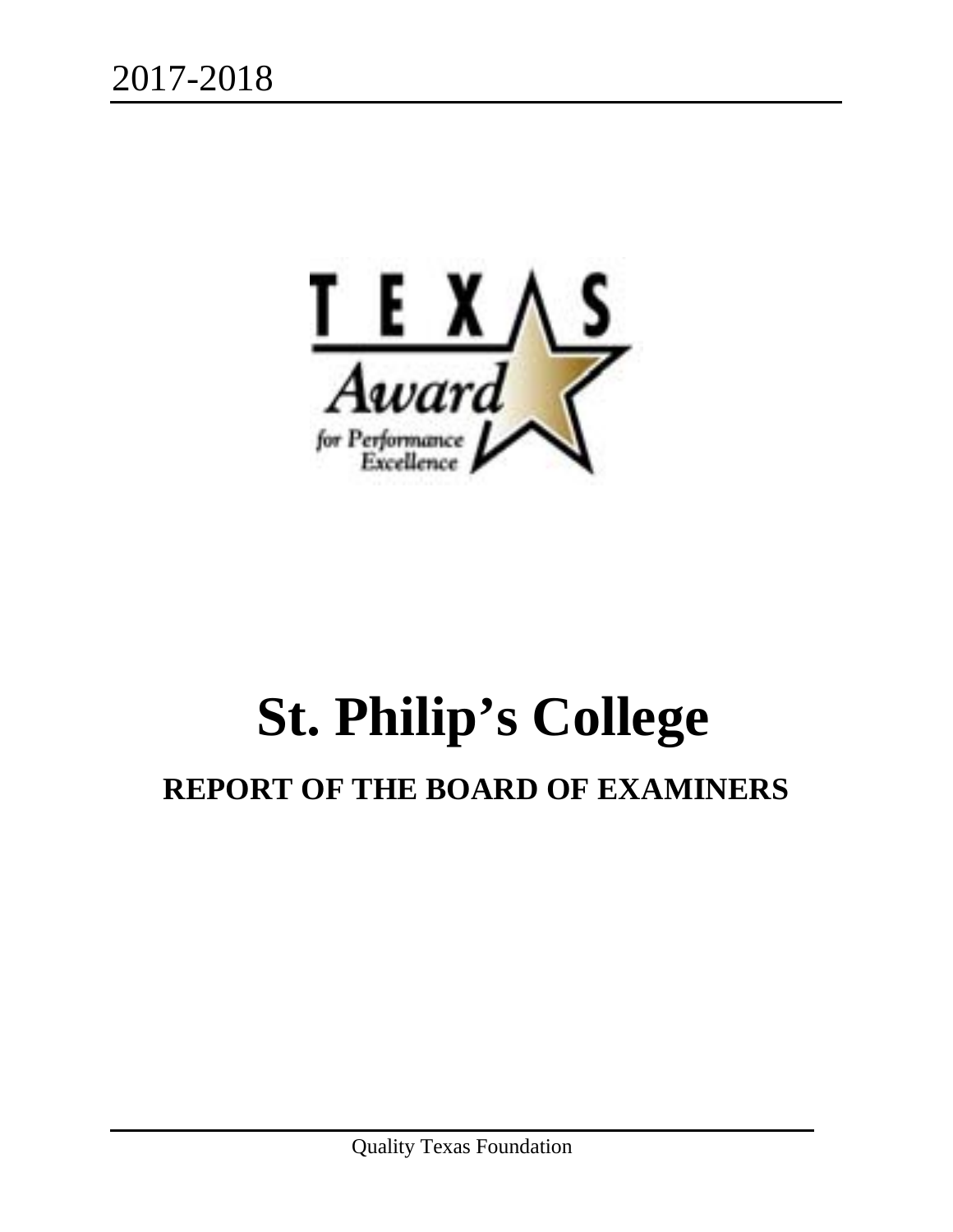2017-2018

TEXAS Award for Performance Excellence

# St. Philip's College

## REPORT OF THE BOARD OF EXAMINERS

Quality Texas Foundation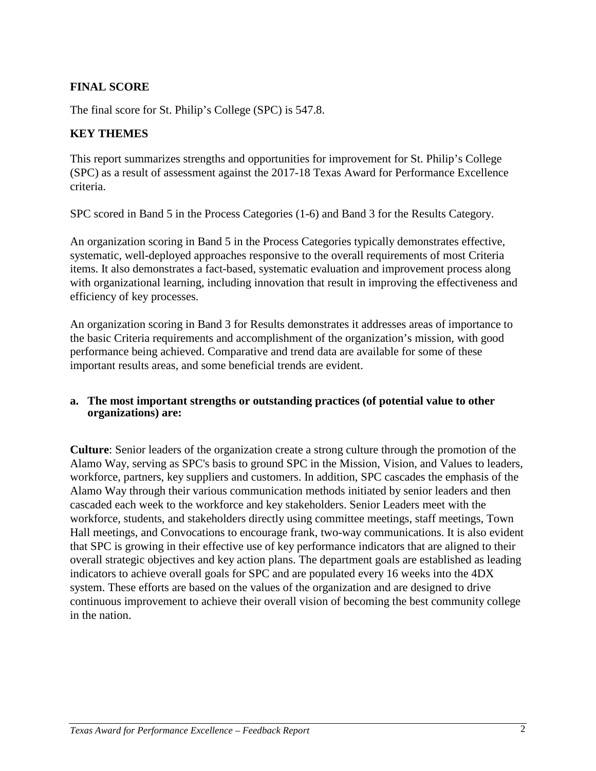## FINAL SCORE

The final score for St. Philip's College (SPC) is 547.8.

## KEY THEMES

This report summarizes strengths and opportunities for improvement for St. Philip's College (SPC) as a result of assessment against the 2017-18 Texas Award for Performance Excellence criteria.

SPC scored in Band 5 in the Process Categories (1-6) and Band 3 for the Results Category.

An organization scoring in Band 5 in the Process Categories typically demonstrates effective, systematic, well-deployed approaches responsive to the overall requirements of most Criteria items. It also demonstrates a fact-based, systematic evaluation and improvement process along with organizational learning, including innovation that result in improving the effectiveness and efficiency of key processes.

An organization scoring in Band 3 for Results demonstrates it addresses areas of importance to the basic Criteria requirements and accomplishment of the organization's mission, with good performance being achieved. Comparative and trend data are available for some of these important results areas, and some beneficial trends are evident.

**a. The most important strengths or outstanding practices (of potential value to other organizations) are:**

**Culture**: Senior leaders of the organization create a strong culture through the promotion of the Alamo Way, serving as SPC's basis to ground SPC in the Mission, Vision, and Values to leaders, workforce, partners, key suppliers and customers. In addition, SPC cascades the emphasis of the Alamo Way through their various communication methods initiated by senior leaders and then cascaded each week to the workforce and key stakeholders. Senior Leaders meet with the workforce, students, and stakeholders directly using committee meetings, staff meetings, Town Hall meetings, and Convocations to encourage frank, two-way communications. It is also evident that SPC is growing in their effective use of key performance indicators that are aligned to their overall strategic objectives and key action plans. The department goals are established as leading indicators to achieve overall goals for SPC and are populated every 16 weeks into the 4DX system. These efforts are based on the values of the organization and are designed to drive continuous improvement to achieve their overall vision of becoming the best community college in the nation.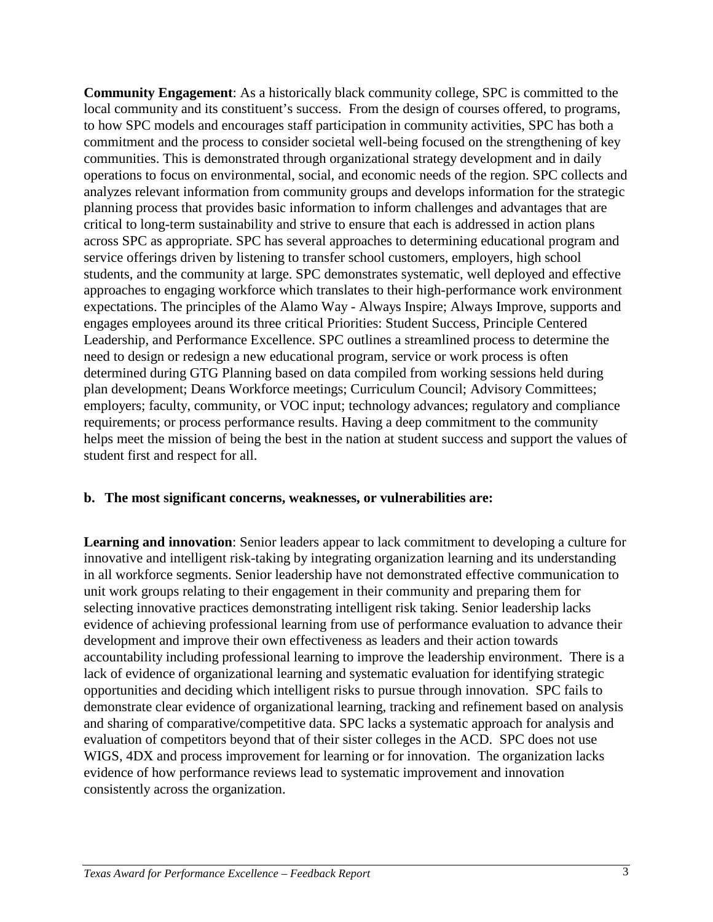**Community Engagement**: As a historically black community college, SPC is committed to the local community and its constituent's success. From the design of courses offered, to programs, to how SPC models and encourages staff participation in community activities, SPC has both a commitment and the process to consider societal well-being focused on the strengthening of key communities. This is demonstrated through organizational strategy development and in daily operations to focus on environmental, social, and economic needs of the region. SPC collects and analyzes relevant information from community groups and develops information for the strategic planning process that provides basic information to inform challenges and advantages that are critical to long-term sustainability and strive to ensure that each is addressed in action plans across SPC as appropriate. SPC has several approaches to determining educational program and service offerings driven by listening to transfer school customers, employers, high school students, and the community at large. SPC demonstrates systematic, well deployed and effective approaches to engaging workforce which translates to their high-performance work environment expectations. The principles of the Alamo Way - Always Inspire; Always Improve, supports and engages employees around its three critical Priorities: Student Success, Principle Centered Leadership, and Performance Excellence. SPC outlines a streamlined process to determine the need to design or redesign a new educational program, service or work process is often determined during GTG Planning based on data compiled from working sessions held during plan development; Deans Workforce meetings; Curriculum Council; Advisory Committees; employers; faculty, community, or VOC input; technology advances; regulatory and compliance requirements; or process performance results. Having a deep commitment to the community helps meet the mission of being the best in the nation at student success and support the values of student first and respect for all.

**b. The most significant concerns, weaknesses, or vulnerabilities are:**

**Learning and innovation**: Senior leaders appear to lack commitment to developing a culture for innovative and intelligent risk-taking by integrating organization learning and its understanding in all workforce segments. Senior leadership have not demonstrated effective communication to unit work groups relating to their engagement in their community and preparing them for selecting innovative practices demonstrating intelligent risk taking. Senior leadership lacks evidence of achieving professional learning from use of performance evaluation to advance their development and improve their own effectiveness as leaders and their action towards accountability including professional learning to improve the leadership environment. There is a lack of evidence of organizational learning and systematic evaluation for identifying strategic opportunities and deciding which intelligent risks to pursue through innovation. SPC fails to demonstrate clear evidence of organizational learning, tracking and refinement based on analysis and sharing of comparative/competitive data. SPC lacks a systematic approach for analysis and evaluation of competitors beyond that of their sister colleges in the ACD. SPC does not use WIGS, 4DX and process improvement for learning or for innovation. The organization lacks evidence of how performance reviews lead to systematic improvement and innovation consistently across the organization.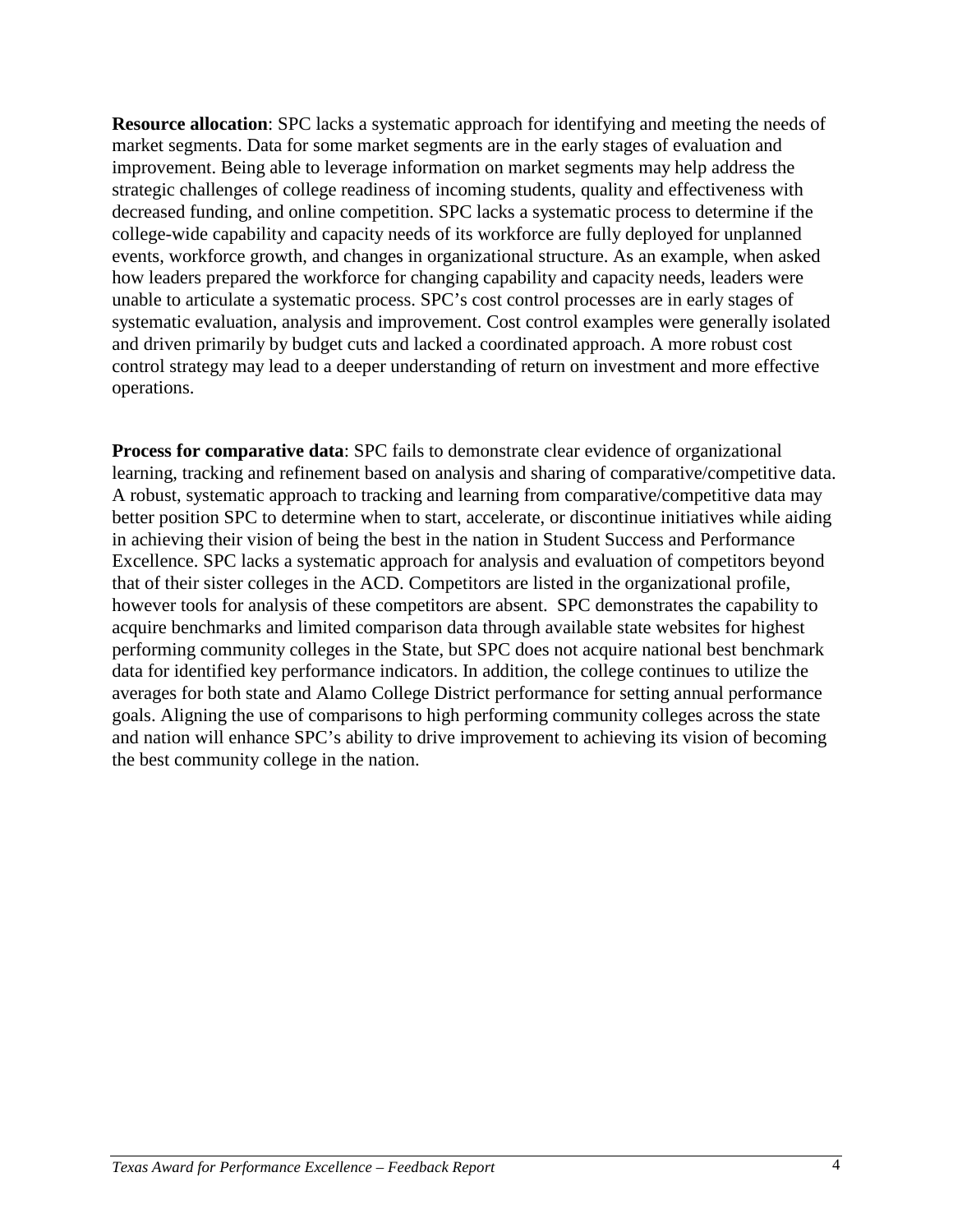**Resource allocation**: SPC lacks a systematic approach for identifying and meeting the needs of market segments. Data for some market segments are in the early stages of evaluation and improvement. Being able to leverage information on market segments may help address the strategic challenges of college readiness of incoming students, quality and effectiveness with decreased funding, and online competition. SPC lacks a systematic process to determine if the college-wide capability and capacity needs of its workforce are fully deployed for unplanned events, workforce growth, and changes in organizational structure. As an example, when asked how leaders prepared the workforce for changing capability and capacity needs, leaders were unable to articulate a systematic process. SPC's cost control processes are in early stages of systematic evaluation, analysis and improvement. Cost control examples were generally isolated and driven primarily by budget cuts and lacked a coordinated approach. A more robust cost control strategy may lead to a deeper understanding of return on investment and more effective operations.

**Process for comparative data**: SPC fails to demonstrate clear evidence of organizational learning, tracking and refinement based on analysis and sharing of comparative/competitive data. A robust, systematic approach to tracking and learning from comparative/competitive data may better position SPC to determine when to start, accelerate, or discontinue initiatives while aiding in achieving their vision of being the best in the nation in Student Success and Performance Excellence. SPC lacks a systematic approach for analysis and evaluation of competitors beyond that of their sister colleges in the ACD. Competitors are listed in the organizational profile, however tools for analysis of these competitors are absent. SPC demonstrates the capability to acquire benchmarks and limited comparison data through available state websites for highest performing community colleges in the State, but SPC does not acquire national best benchmark data for identified key performance indicators. In addition, the college continues to utilize the averages for both state and Alamo College District performance for setting annual performance goals. Aligning the use of comparisons to high performing community colleges across the state and nation will enhance SPC's ability to drive improvement to achieving its vision of becoming the best community college in the nation.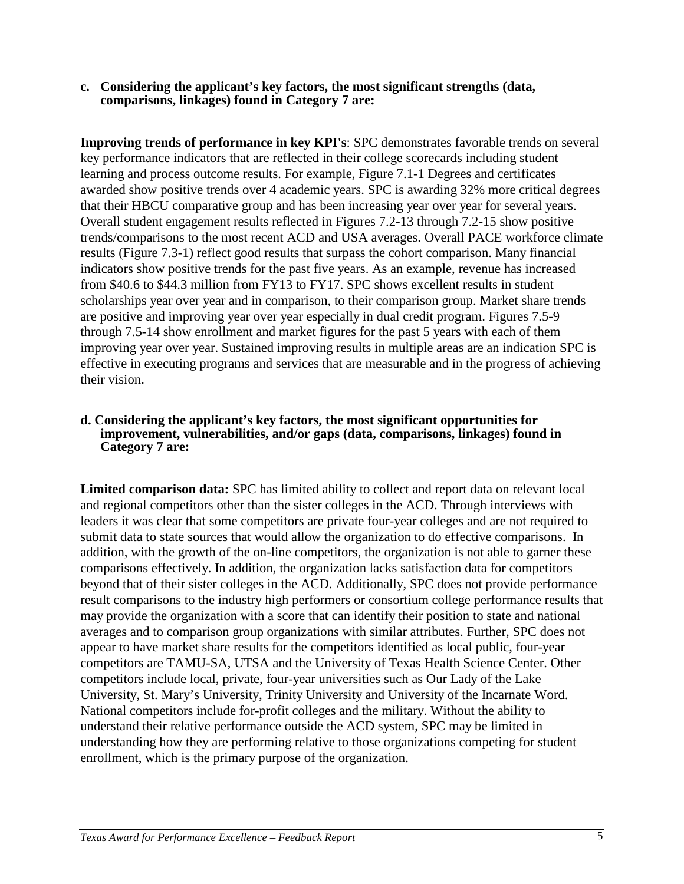**c. Considering the applicant's key factors, the most significant strengths (data, comparisons, linkages) found in Category 7 are:**

**Improving trends of performance in key KPI's**: SPC demonstrates favorable trends on several key performance indicators that are reflected in their college scorecards including student learning and process outcome results. For example, Figure 7.1-1 Degrees and certificates awarded show positive trends over 4 academic years. SPC is awarding 32% more critical degrees that their HBCU comparative group and has been increasing year over year for several years. Overall student engagement results reflected in Figures 7.2-13 through 7.2-15 show positive trends/comparisons to the most recent ACD and USA averages. Overall PACE workforce climate results (Figure 7.3-1) reflect good results that surpass the cohort comparison. Many financial indicators show positive trends for the past five years. As an example, revenue has increased from $40.6 to $44.3 million from FY13 to FY17. SPC shows excellent results in student scholarships year over year and in comparison, to their comparison group. Market share trends are positive and improving year over year especially in dual credit program. Figures 7.5-9 through 7.5-14 show enrollment and market figures for the past 5 years with each of them improving year over year. Sustained improving results in multiple areas are an indication SPC is effective in executing programs and services that are measurable and in the progress of achieving their vision.

**d. Considering the applicant's key factors, the most significant opportunities for improvement, vulnerabilities, and/or gaps (data, comparisons, linkages) found in Category 7 are:**

**Limited comparison data:** SPC has limited ability to collect and report data on relevant local and regional competitors other than the sister colleges in the ACD. Through interviews with leaders it was clear that some competitors are private four-year colleges and are not required to submit data to state sources that would allow the organization to do effective comparisons. In addition, with the growth of the on-line competitors, the organization is not able to garner these comparisons effectively. In addition, the organization lacks satisfaction data for competitors beyond that of their sister colleges in the ACD. Additionally, SPC does not provide performance result comparisons to the industry high performers or consortium college performance results that may provide the organization with a score that can identify their position to state and national averages and to comparison group organizations with similar attributes. Further, SPC does not appear to have market share results for the competitors identified as local public, four-year competitors are TAMU-SA, UTSA and the University of Texas Health Science Center. Other competitors include local, private, four-year universities such as Our Lady of the Lake University, St. Mary's University, Trinity University and University of the Incarnate Word. National competitors include for-profit colleges and the military. Without the ability to understand their relative performance outside the ACD system, SPC may be limited in understanding how they are performing relative to those organizations competing for student enrollment, which is the primary purpose of the organization.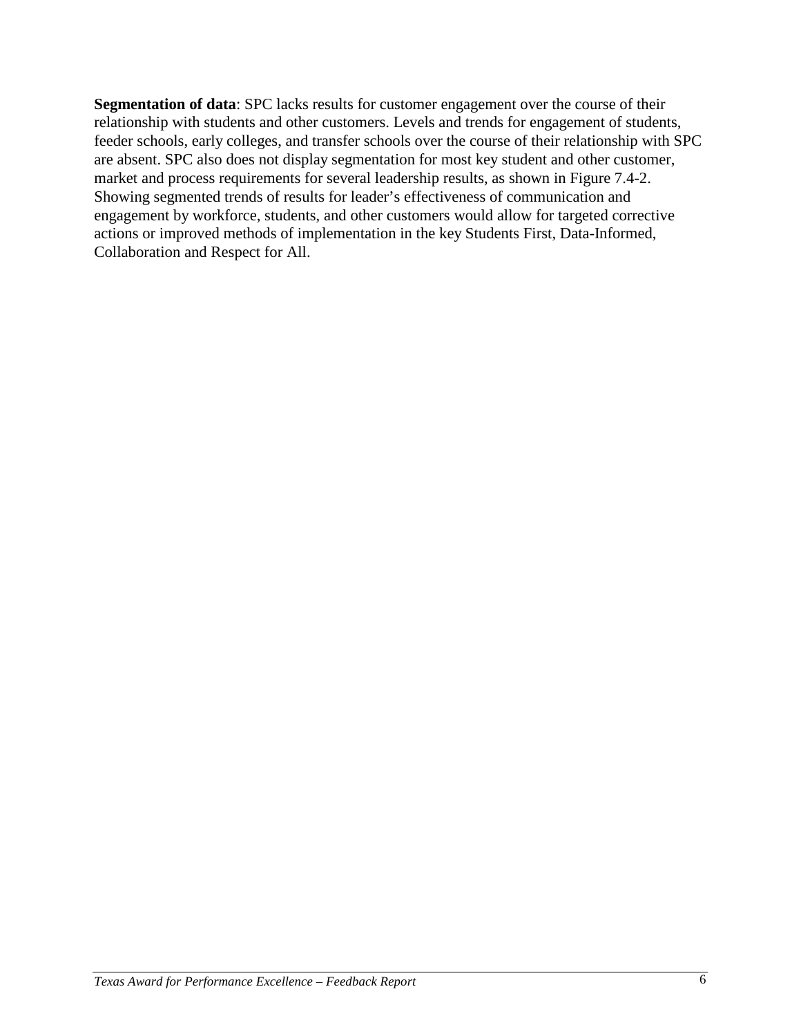**Segmentation of data**: SPC lacks results for customer engagement over the course of their relationship with students and other customers. Levels and trends for engagement of students, feeder schools, early colleges, and transfer schools over the course of their relationship with SPC are absent. SPC also does not display segmentation for most key student and other customer, market and process requirements for several leadership results, as shown in Figure 7.4-2. Showing segmented trends of results for leader's effectiveness of communication and engagement by workforce, students, and other customers would allow for targeted corrective actions or improved methods of implementation in the key Students First, Data-Informed, Collaboration and Respect for All.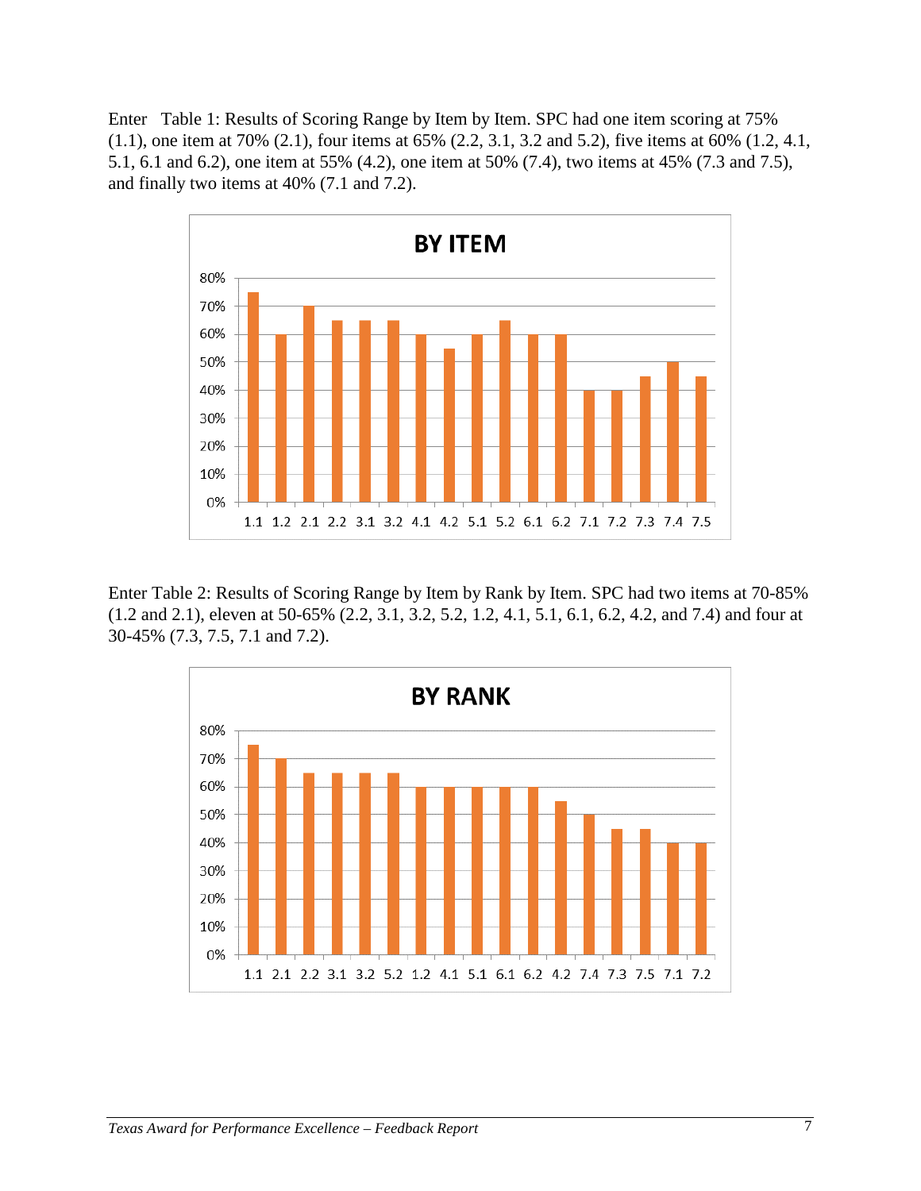Enter Table 1: Results of Scoring Range by Item by Item. SPC had one item scoring at 75% (1.1), one item at 70% (2.1), four items at 65% (2.2, 3.1, 3.2 and 5.2), five items at 60% (1.2, 4.1, 5.1, 6.1 and 6.2), one item at 55% (4.2), one item at 50% (7.4), two items at 45% (7.3 and 7.5), and finally two items at 40% (7.1 and 7.2).

**BY ITEM**

| Item | 1.1 | 1.2 | 2.1 | 2.2 | 3.1 | 3.2 | 4.1 | 4.2 | 5.1 | 5.2 | 6.1 | 6.2 | 7.1 | 7.2 | 7.3 | 7.4 | 7.5 |
|---|---|---|---|---|---|---|---|---|---|---|---|---|---|---|---|---|---|
| Score | 75% | 60% | 70% | 65% | 65% | 65% | 60% | 55% | 60% | 65% | 60% | 60% | 40% | 40% | 45% | 50% | 45% |

Enter Table 2: Results of Scoring Range by Item by Rank by Item. SPC had two items at 70-85% (1.2 and 2.1), eleven at 50-65% (2.2, 3.1, 3.2, 5.2, 1.2, 4.1, 5.1, 6.1, 6.2, 4.2, and 7.4) and four at 30-45% (7.3, 7.5, 7.1 and 7.2).

**BY RANK**

| Item | 1.1 | 2.1 | 2.2 | 3.1 | 3.2 | 5.2 | 1.2 | 4.1 | 5.1 | 6.1 | 6.2 | 4.2 | 7.4 | 7.3 | 7.5 | 7.1 | 7.2 |
|---|---|---|---|---|---|---|---|---|---|---|---|---|---|---|---|---|---|
| Score | 75% | 70% | 65% | 65% | 65% | 65% | 60% | 60% | 60% | 60% | 60% | 55% | 50% | 45% | 45% | 40% | 40% |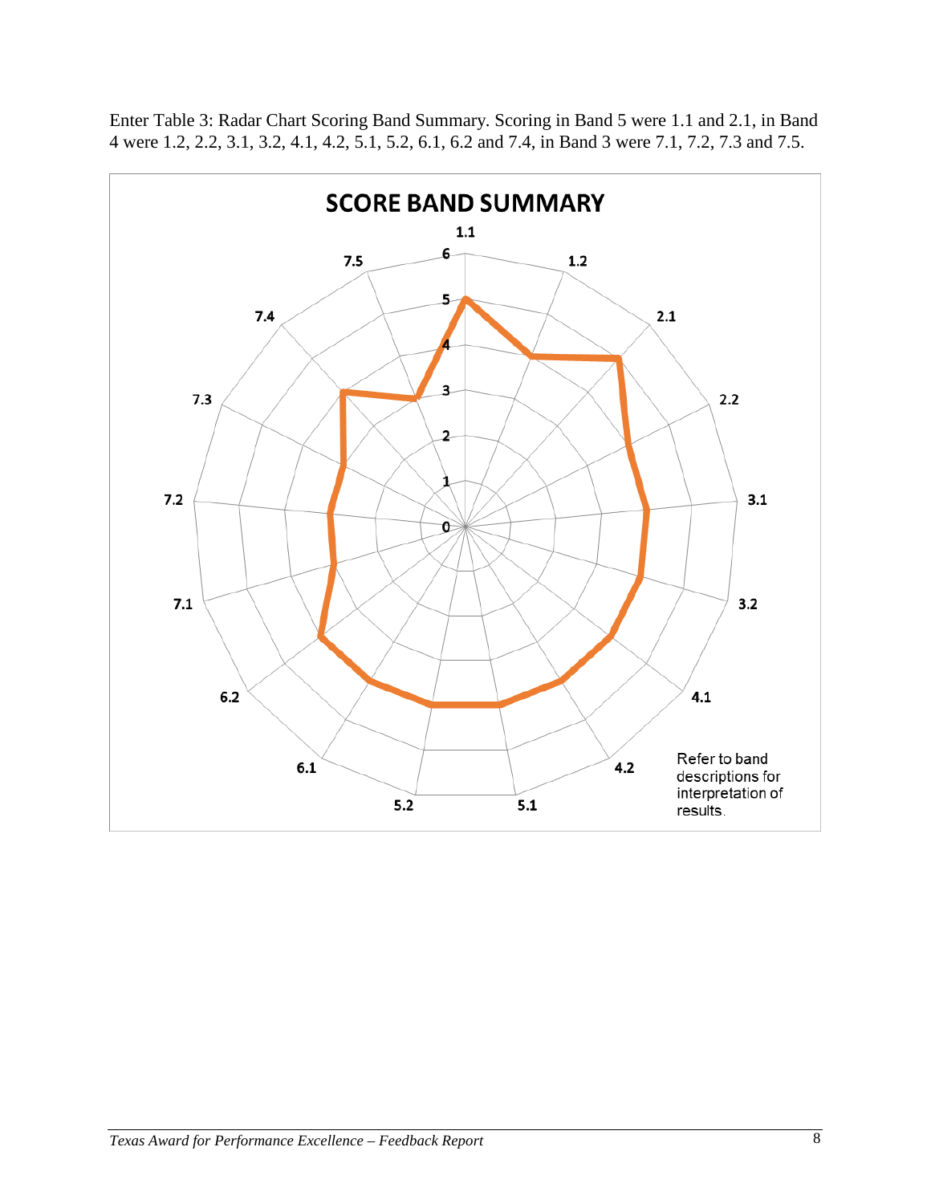Enter Table 3: Radar Chart Scoring Band Summary. Scoring in Band 5 were 1.1 and 2.1, in Band 4 were 1.2, 2.2, 3.1, 3.2, 4.1, 4.2, 5.1, 5.2, 6.1, 6.2 and 7.4, in Band 3 were 7.1, 7.2, 7.3 and 7.5.

**SCORE BAND SUMMARY**

Refer to band descriptions for interpretation of results.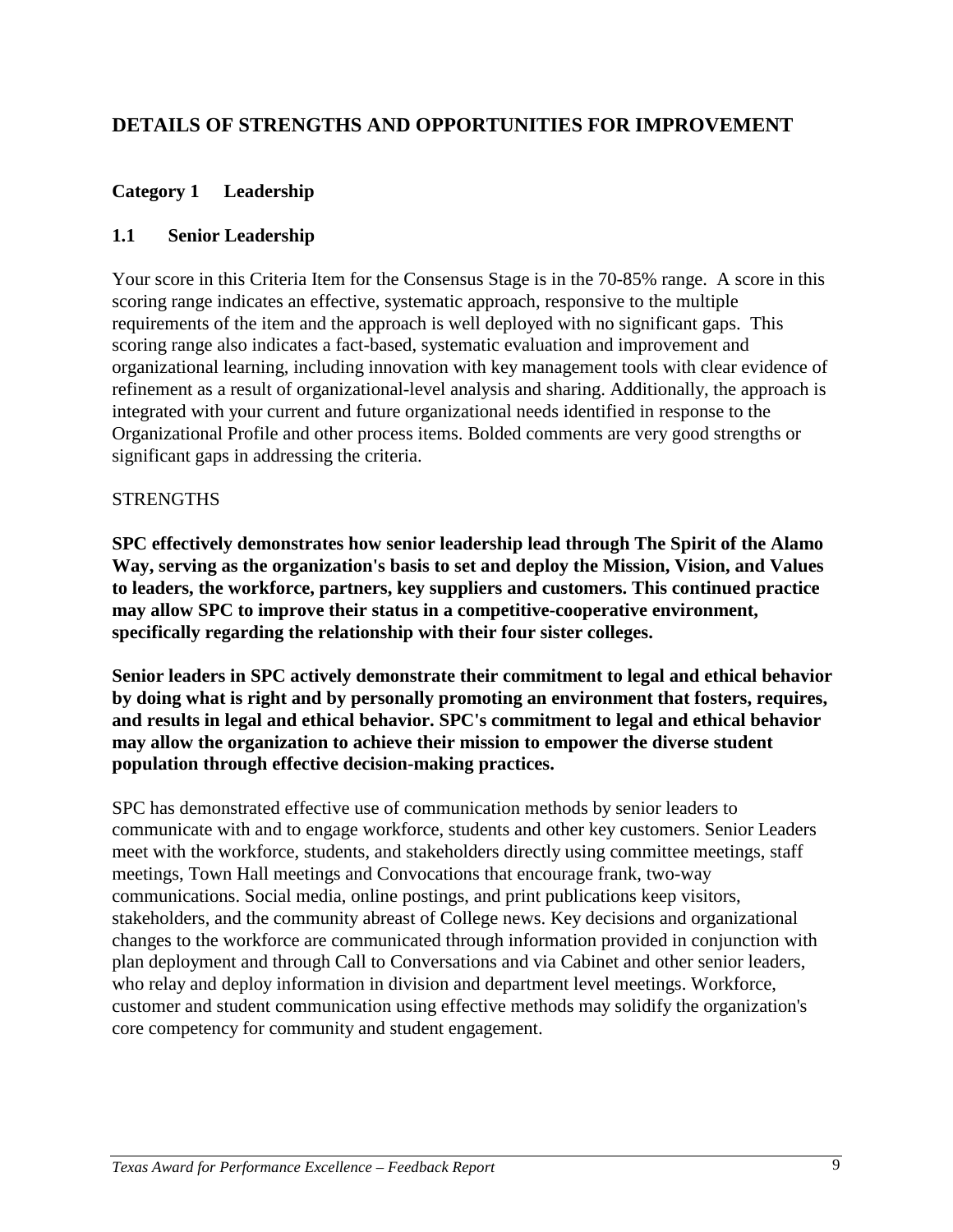## DETAILS OF STRENGTHS AND OPPORTUNITIES FOR IMPROVEMENT

### Category 1 Leadership

### 1.1 Senior Leadership

Your score in this Criteria Item for the Consensus Stage is in the 70-85% range. A score in this scoring range indicates an effective, systematic approach, responsive to the multiple requirements of the item and the approach is well deployed with no significant gaps. This scoring range also indicates a fact-based, systematic evaluation and improvement and organizational learning, including innovation with key management tools with clear evidence of refinement as a result of organizational-level analysis and sharing. Additionally, the approach is integrated with your current and future organizational needs identified in response to the Organizational Profile and other process items. Bolded comments are very good strengths or significant gaps in addressing the criteria.

STRENGTHS

**SPC effectively demonstrates how senior leadership lead through The Spirit of the Alamo Way, serving as the organization's basis to set and deploy the Mission, Vision, and Values to leaders, the workforce, partners, key suppliers and customers. This continued practice may allow SPC to improve their status in a competitive-cooperative environment, specifically regarding the relationship with their four sister colleges.**

**Senior leaders in SPC actively demonstrate their commitment to legal and ethical behavior by doing what is right and by personally promoting an environment that fosters, requires, and results in legal and ethical behavior. SPC's commitment to legal and ethical behavior may allow the organization to achieve their mission to empower the diverse student population through effective decision-making practices.**

SPC has demonstrated effective use of communication methods by senior leaders to communicate with and to engage workforce, students and other key customers. Senior Leaders meet with the workforce, students, and stakeholders directly using committee meetings, staff meetings, Town Hall meetings and Convocations that encourage frank, two-way communications. Social media, online postings, and print publications keep visitors, stakeholders, and the community abreast of College news. Key decisions and organizational changes to the workforce are communicated through information provided in conjunction with plan deployment and through Call to Conversations and via Cabinet and other senior leaders, who relay and deploy information in division and department level meetings. Workforce, customer and student communication using effective methods may solidify the organization's core competency for community and student engagement.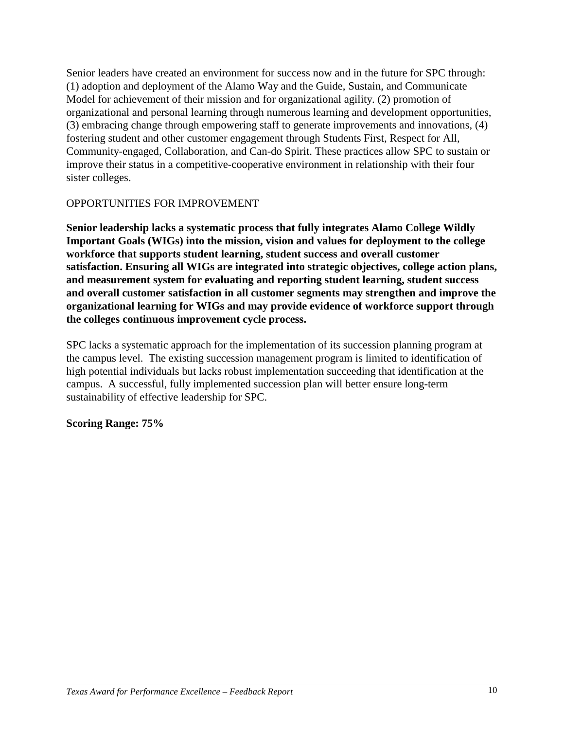Senior leaders have created an environment for success now and in the future for SPC through: (1) adoption and deployment of the Alamo Way and the Guide, Sustain, and Communicate Model for achievement of their mission and for organizational agility. (2) promotion of organizational and personal learning through numerous learning and development opportunities, (3) embracing change through empowering staff to generate improvements and innovations, (4) fostering student and other customer engagement through Students First, Respect for All, Community-engaged, Collaboration, and Can-do Spirit. These practices allow SPC to sustain or improve their status in a competitive-cooperative environment in relationship with their four sister colleges.

OPPORTUNITIES FOR IMPROVEMENT

**Senior leadership lacks a systematic process that fully integrates Alamo College Wildly Important Goals (WIGs) into the mission, vision and values for deployment to the college workforce that supports student learning, student success and overall customer satisfaction. Ensuring all WIGs are integrated into strategic objectives, college action plans, and measurement system for evaluating and reporting student learning, student success and overall customer satisfaction in all customer segments may strengthen and improve the organizational learning for WIGs and may provide evidence of workforce support through the colleges continuous improvement cycle process.**

SPC lacks a systematic approach for the implementation of its succession planning program at the campus level. The existing succession management program is limited to identification of high potential individuals but lacks robust implementation succeeding that identification at the campus. A successful, fully implemented succession plan will better ensure long-term sustainability of effective leadership for SPC.

**Scoring Range: 75%**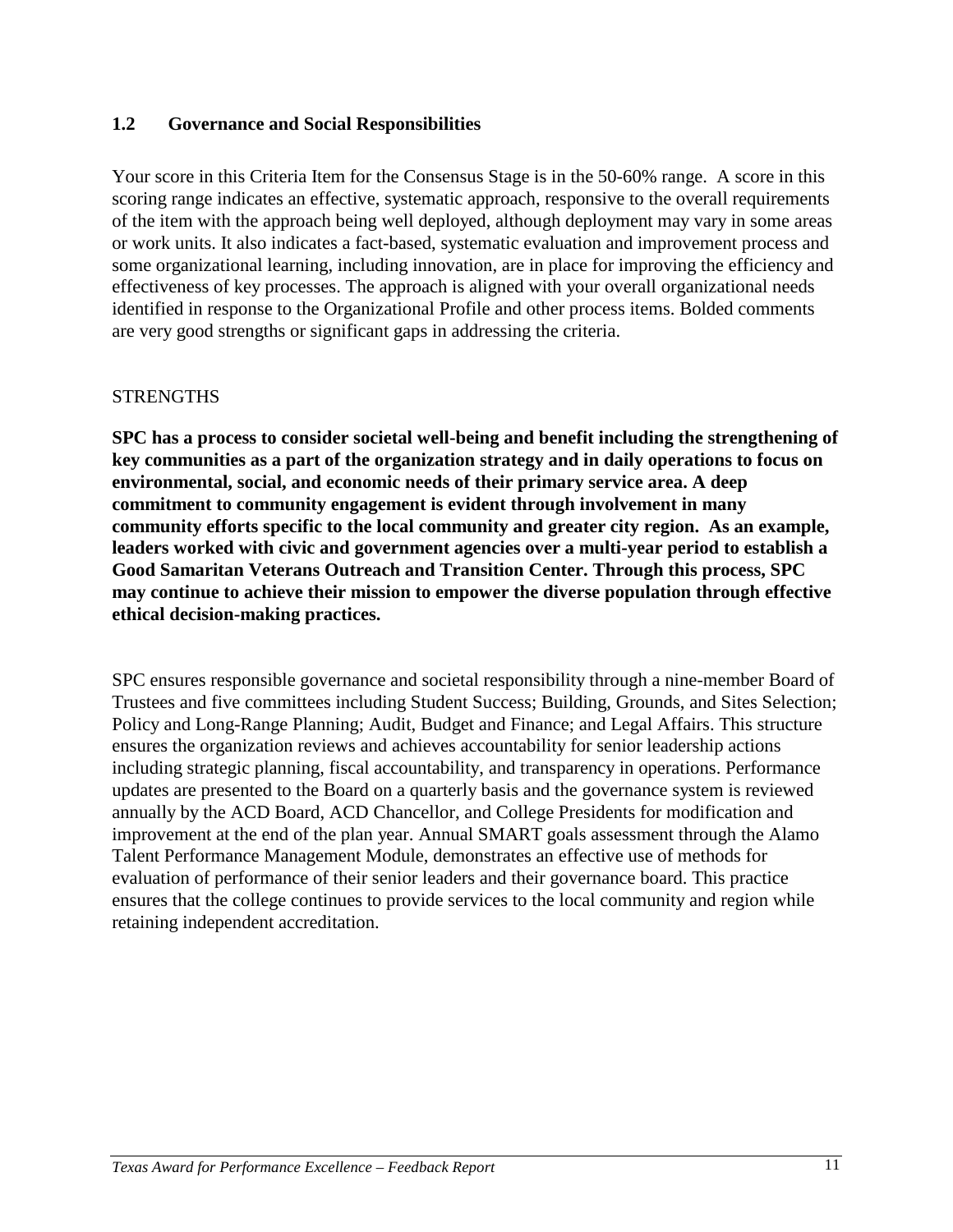## 1.2 Governance and Social Responsibilities

Your score in this Criteria Item for the Consensus Stage is in the 50-60% range. A score in this scoring range indicates an effective, systematic approach, responsive to the overall requirements of the item with the approach being well deployed, although deployment may vary in some areas or work units. It also indicates a fact-based, systematic evaluation and improvement process and some organizational learning, including innovation, are in place for improving the efficiency and effectiveness of key processes. The approach is aligned with your overall organizational needs identified in response to the Organizational Profile and other process items. Bolded comments are very good strengths or significant gaps in addressing the criteria.

STRENGTHS

**SPC has a process to consider societal well-being and benefit including the strengthening of key communities as a part of the organization strategy and in daily operations to focus on environmental, social, and economic needs of their primary service area. A deep commitment to community engagement is evident through involvement in many community efforts specific to the local community and greater city region. As an example, leaders worked with civic and government agencies over a multi-year period to establish a Good Samaritan Veterans Outreach and Transition Center. Through this process, SPC may continue to achieve their mission to empower the diverse population through effective ethical decision-making practices.**

SPC ensures responsible governance and societal responsibility through a nine-member Board of Trustees and five committees including Student Success; Building, Grounds, and Sites Selection; Policy and Long-Range Planning; Audit, Budget and Finance; and Legal Affairs. This structure ensures the organization reviews and achieves accountability for senior leadership actions including strategic planning, fiscal accountability, and transparency in operations. Performance updates are presented to the Board on a quarterly basis and the governance system is reviewed annually by the ACD Board, ACD Chancellor, and College Presidents for modification and improvement at the end of the plan year. Annual SMART goals assessment through the Alamo Talent Performance Management Module, demonstrates an effective use of methods for evaluation of performance of their senior leaders and their governance board. This practice ensures that the college continues to provide services to the local community and region while retaining independent accreditation.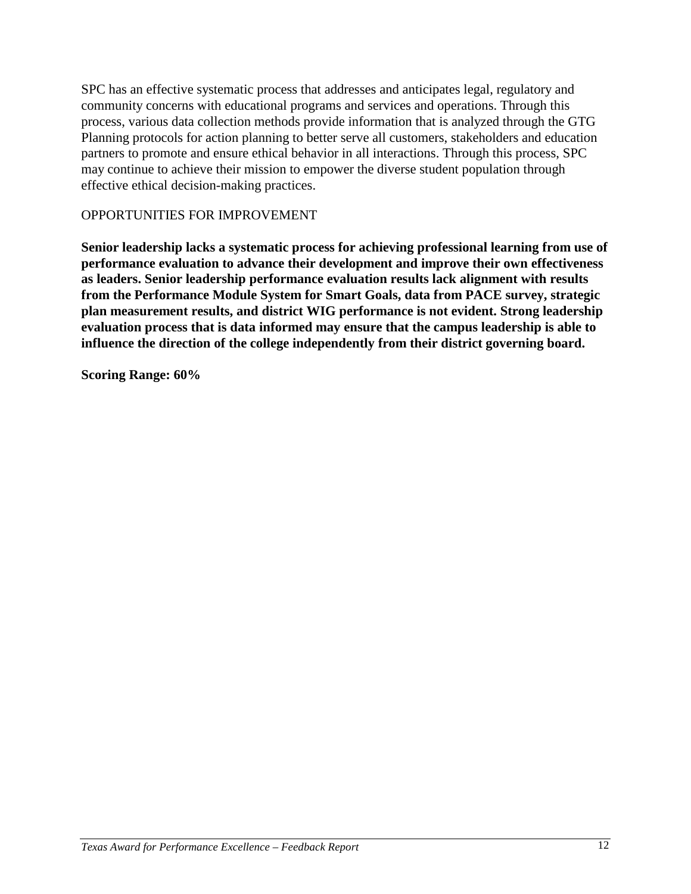SPC has an effective systematic process that addresses and anticipates legal, regulatory and community concerns with educational programs and services and operations. Through this process, various data collection methods provide information that is analyzed through the GTG Planning protocols for action planning to better serve all customers, stakeholders and education partners to promote and ensure ethical behavior in all interactions. Through this process, SPC may continue to achieve their mission to empower the diverse student population through effective ethical decision-making practices.

OPPORTUNITIES FOR IMPROVEMENT

**Senior leadership lacks a systematic process for achieving professional learning from use of performance evaluation to advance their development and improve their own effectiveness as leaders. Senior leadership performance evaluation results lack alignment with results from the Performance Module System for Smart Goals, data from PACE survey, strategic plan measurement results, and district WIG performance is not evident. Strong leadership evaluation process that is data informed may ensure that the campus leadership is able to influence the direction of the college independently from their district governing board.**

**Scoring Range: 60%**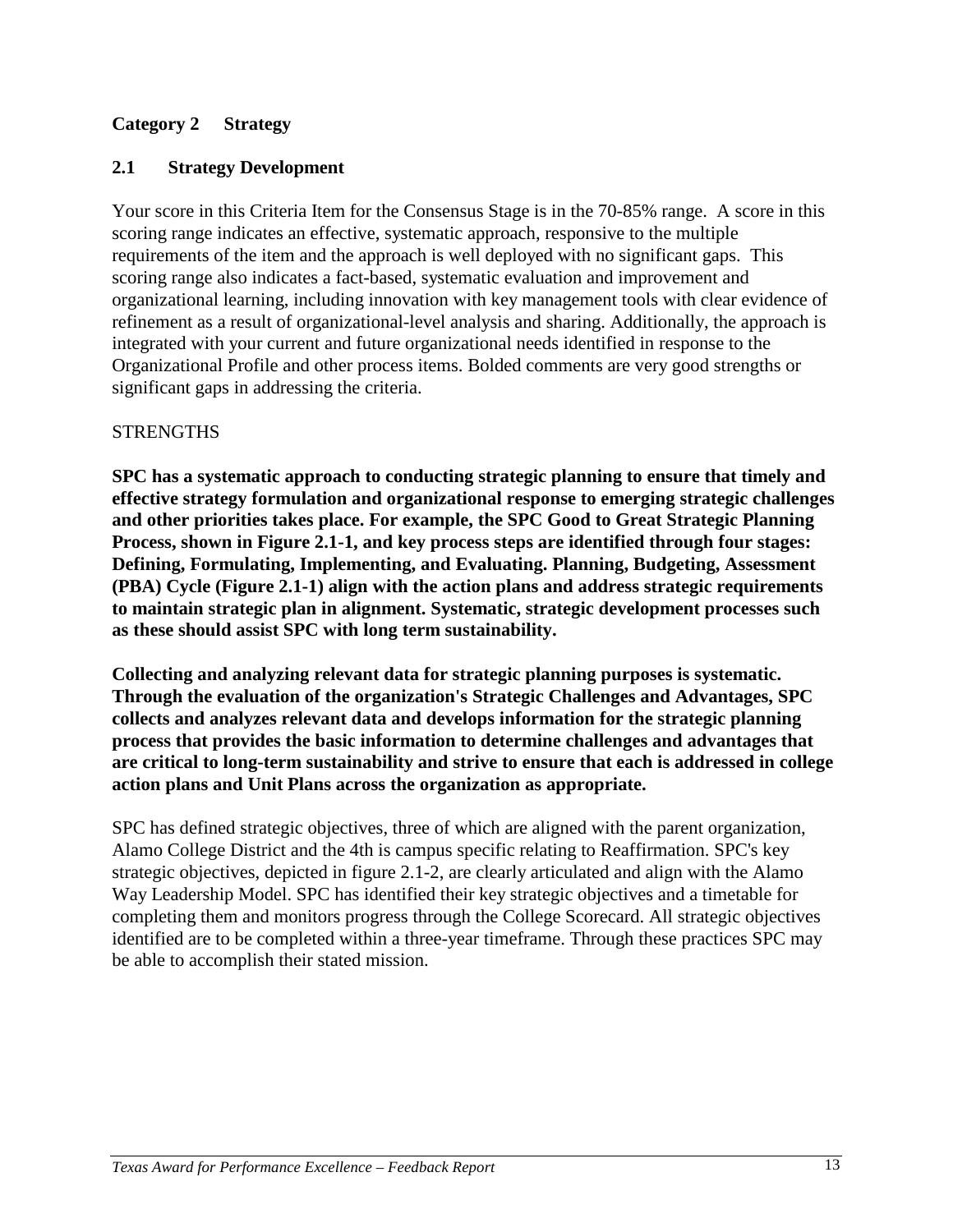## Category 2 Strategy

### 2.1 Strategy Development

Your score in this Criteria Item for the Consensus Stage is in the 70-85% range. A score in this scoring range indicates an effective, systematic approach, responsive to the multiple requirements of the item and the approach is well deployed with no significant gaps. This scoring range also indicates a fact-based, systematic evaluation and improvement and organizational learning, including innovation with key management tools with clear evidence of refinement as a result of organizational-level analysis and sharing. Additionally, the approach is integrated with your current and future organizational needs identified in response to the Organizational Profile and other process items. Bolded comments are very good strengths or significant gaps in addressing the criteria.

STRENGTHS

**SPC has a systematic approach to conducting strategic planning to ensure that timely and effective strategy formulation and organizational response to emerging strategic challenges and other priorities takes place. For example, the SPC Good to Great Strategic Planning Process, shown in Figure 2.1-1, and key process steps are identified through four stages: Defining, Formulating, Implementing, and Evaluating. Planning, Budgeting, Assessment (PBA) Cycle (Figure 2.1-1) align with the action plans and address strategic requirements to maintain strategic plan in alignment. Systematic, strategic development processes such as these should assist SPC with long term sustainability.**

**Collecting and analyzing relevant data for strategic planning purposes is systematic. Through the evaluation of the organization's Strategic Challenges and Advantages, SPC collects and analyzes relevant data and develops information for the strategic planning process that provides the basic information to determine challenges and advantages that are critical to long-term sustainability and strive to ensure that each is addressed in college action plans and Unit Plans across the organization as appropriate.**

SPC has defined strategic objectives, three of which are aligned with the parent organization, Alamo College District and the 4th is campus specific relating to Reaffirmation. SPC's key strategic objectives, depicted in figure 2.1-2, are clearly articulated and align with the Alamo Way Leadership Model. SPC has identified their key strategic objectives and a timetable for completing them and monitors progress through the College Scorecard. All strategic objectives identified are to be completed within a three-year timeframe. Through these practices SPC may be able to accomplish their stated mission.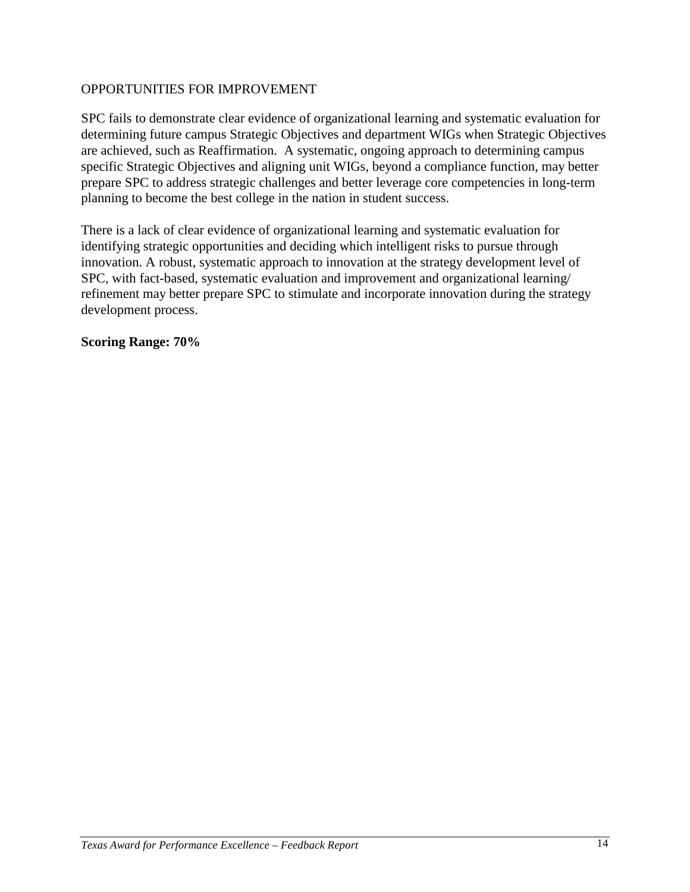OPPORTUNITIES FOR IMPROVEMENT

SPC fails to demonstrate clear evidence of organizational learning and systematic evaluation for determining future campus Strategic Objectives and department WIGs when Strategic Objectives are achieved, such as Reaffirmation. A systematic, ongoing approach to determining campus specific Strategic Objectives and aligning unit WIGs, beyond a compliance function, may better prepare SPC to address strategic challenges and better leverage core competencies in long-term planning to become the best college in the nation in student success.

There is a lack of clear evidence of organizational learning and systematic evaluation for identifying strategic opportunities and deciding which intelligent risks to pursue through innovation. A robust, systematic approach to innovation at the strategy development level of SPC, with fact-based, systematic evaluation and improvement and organizational learning/ refinement may better prepare SPC to stimulate and incorporate innovation during the strategy development process.

**Scoring Range: 70%**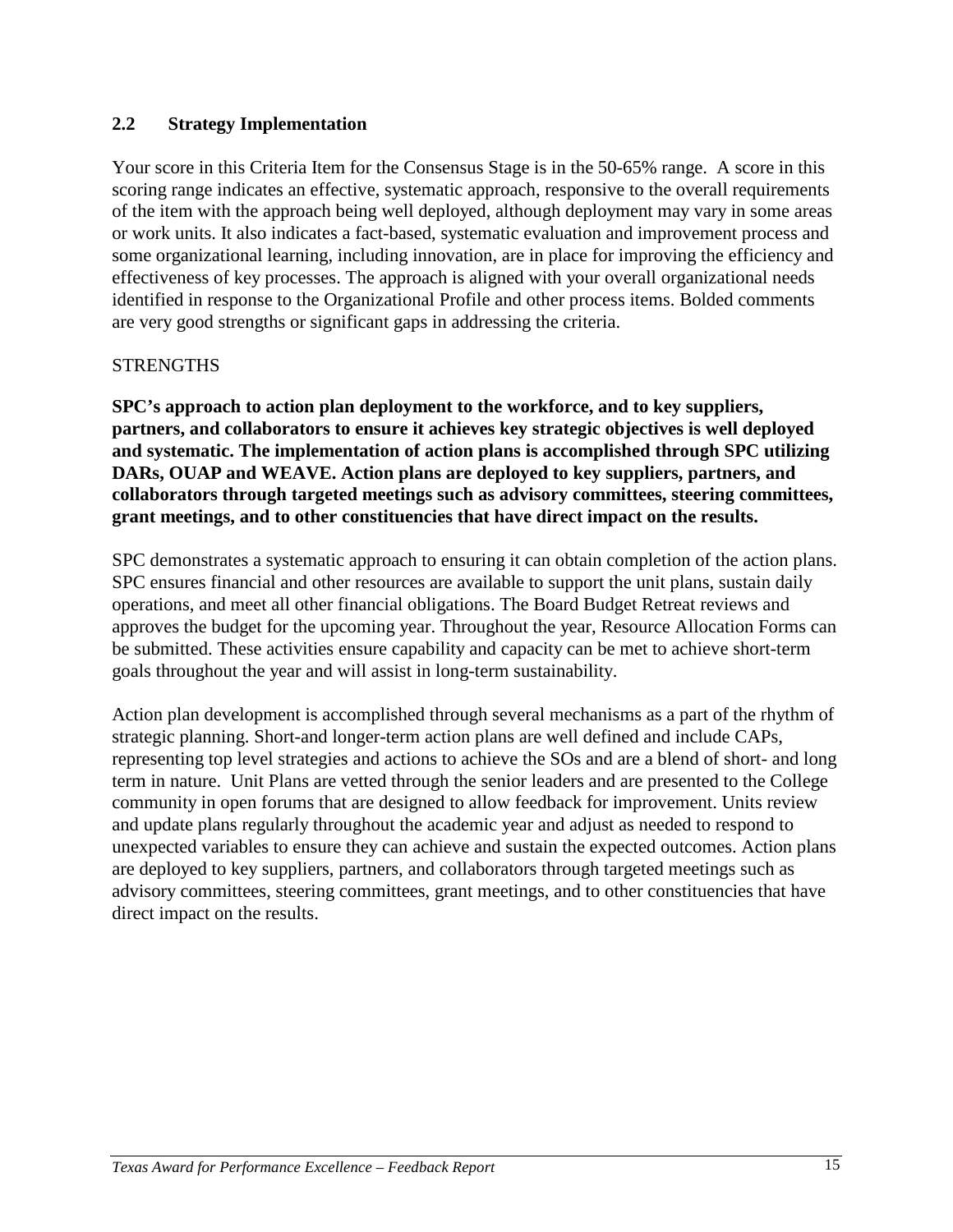## 2.2 Strategy Implementation

Your score in this Criteria Item for the Consensus Stage is in the 50-65% range. A score in this scoring range indicates an effective, systematic approach, responsive to the overall requirements of the item with the approach being well deployed, although deployment may vary in some areas or work units. It also indicates a fact-based, systematic evaluation and improvement process and some organizational learning, including innovation, are in place for improving the efficiency and effectiveness of key processes. The approach is aligned with your overall organizational needs identified in response to the Organizational Profile and other process items. Bolded comments are very good strengths or significant gaps in addressing the criteria.

STRENGTHS

**SPC's approach to action plan deployment to the workforce, and to key suppliers, partners, and collaborators to ensure it achieves key strategic objectives is well deployed and systematic. The implementation of action plans is accomplished through SPC utilizing DARs, OUAP and WEAVE. Action plans are deployed to key suppliers, partners, and collaborators through targeted meetings such as advisory committees, steering committees, grant meetings, and to other constituencies that have direct impact on the results.**

SPC demonstrates a systematic approach to ensuring it can obtain completion of the action plans. SPC ensures financial and other resources are available to support the unit plans, sustain daily operations, and meet all other financial obligations. The Board Budget Retreat reviews and approves the budget for the upcoming year. Throughout the year, Resource Allocation Forms can be submitted. These activities ensure capability and capacity can be met to achieve short-term goals throughout the year and will assist in long-term sustainability.

Action plan development is accomplished through several mechanisms as a part of the rhythm of strategic planning. Short-and longer-term action plans are well defined and include CAPs, representing top level strategies and actions to achieve the SOs and are a blend of short- and long term in nature. Unit Plans are vetted through the senior leaders and are presented to the College community in open forums that are designed to allow feedback for improvement. Units review and update plans regularly throughout the academic year and adjust as needed to respond to unexpected variables to ensure they can achieve and sustain the expected outcomes. Action plans are deployed to key suppliers, partners, and collaborators through targeted meetings such as advisory committees, steering committees, grant meetings, and to other constituencies that have direct impact on the results.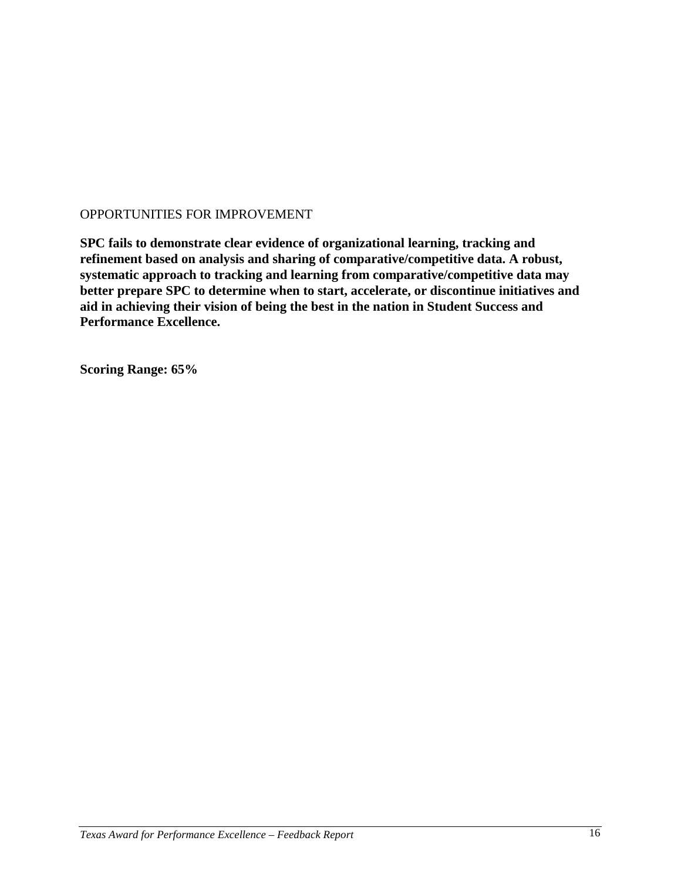OPPORTUNITIES FOR IMPROVEMENT

**SPC fails to demonstrate clear evidence of organizational learning, tracking and refinement based on analysis and sharing of comparative/competitive data. A robust, systematic approach to tracking and learning from comparative/competitive data may better prepare SPC to determine when to start, accelerate, or discontinue initiatives and aid in achieving their vision of being the best in the nation in Student Success and Performance Excellence.**

**Scoring Range: 65%**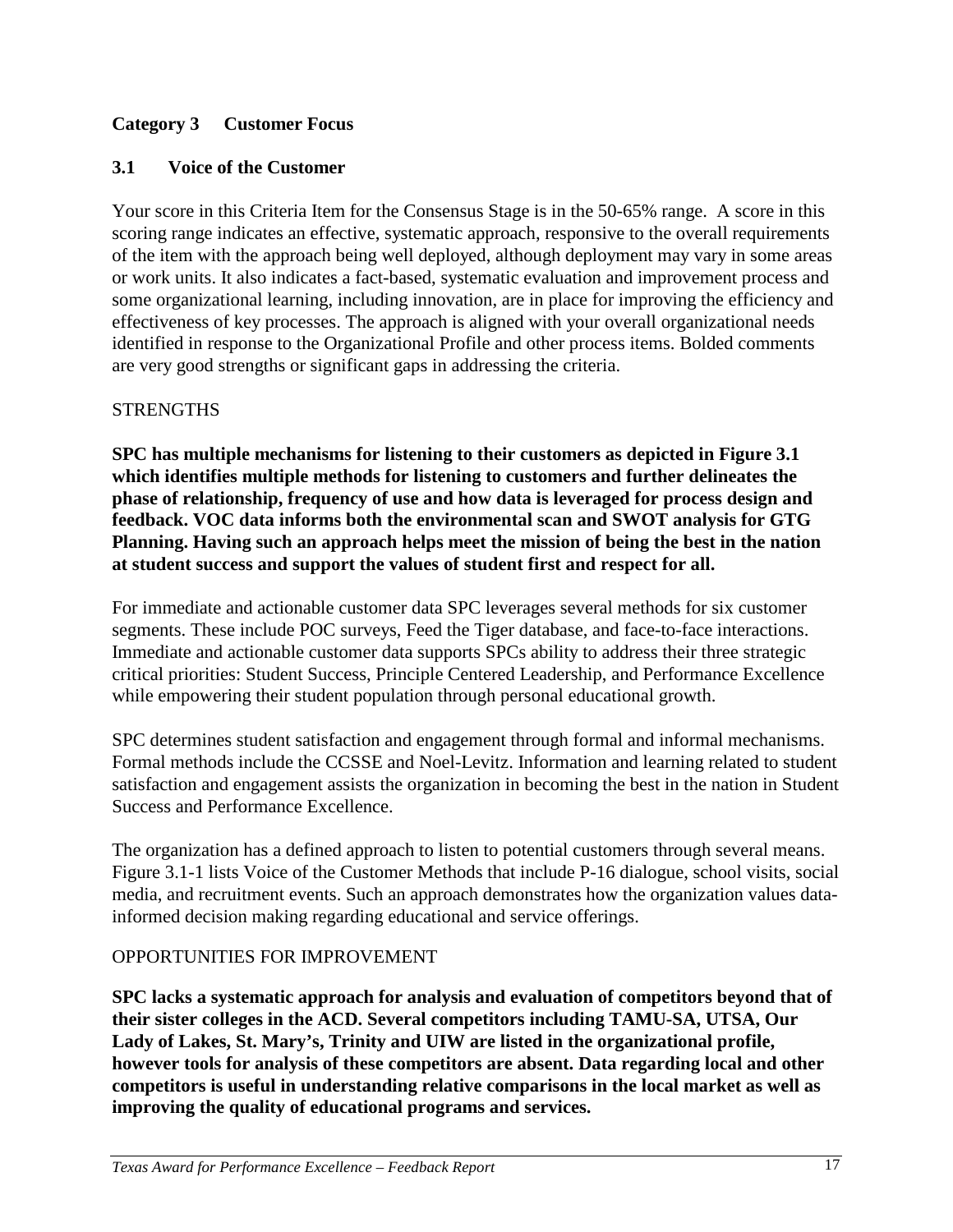## Category 3 Customer Focus

### 3.1 Voice of the Customer

Your score in this Criteria Item for the Consensus Stage is in the 50-65% range. A score in this scoring range indicates an effective, systematic approach, responsive to the overall requirements of the item with the approach being well deployed, although deployment may vary in some areas or work units. It also indicates a fact-based, systematic evaluation and improvement process and some organizational learning, including innovation, are in place for improving the efficiency and effectiveness of key processes. The approach is aligned with your overall organizational needs identified in response to the Organizational Profile and other process items. Bolded comments are very good strengths or significant gaps in addressing the criteria.

STRENGTHS

**SPC has multiple mechanisms for listening to their customers as depicted in Figure 3.1 which identifies multiple methods for listening to customers and further delineates the phase of relationship, frequency of use and how data is leveraged for process design and feedback. VOC data informs both the environmental scan and SWOT analysis for GTG Planning. Having such an approach helps meet the mission of being the best in the nation at student success and support the values of student first and respect for all.**

For immediate and actionable customer data SPC leverages several methods for six customer segments. These include POC surveys, Feed the Tiger database, and face-to-face interactions. Immediate and actionable customer data supports SPCs ability to address their three strategic critical priorities: Student Success, Principle Centered Leadership, and Performance Excellence while empowering their student population through personal educational growth.

SPC determines student satisfaction and engagement through formal and informal mechanisms. Formal methods include the CCSSE and Noel-Levitz. Information and learning related to student satisfaction and engagement assists the organization in becoming the best in the nation in Student Success and Performance Excellence.

The organization has a defined approach to listen to potential customers through several means. Figure 3.1-1 lists Voice of the Customer Methods that include P-16 dialogue, school visits, social media, and recruitment events. Such an approach demonstrates how the organization values data-informed decision making regarding educational and service offerings.

OPPORTUNITIES FOR IMPROVEMENT

**SPC lacks a systematic approach for analysis and evaluation of competitors beyond that of their sister colleges in the ACD. Several competitors including TAMU-SA, UTSA, Our Lady of Lakes, St. Mary's, Trinity and UIW are listed in the organizational profile, however tools for analysis of these competitors are absent. Data regarding local and other competitors is useful in understanding relative comparisons in the local market as well as improving the quality of educational programs and services.**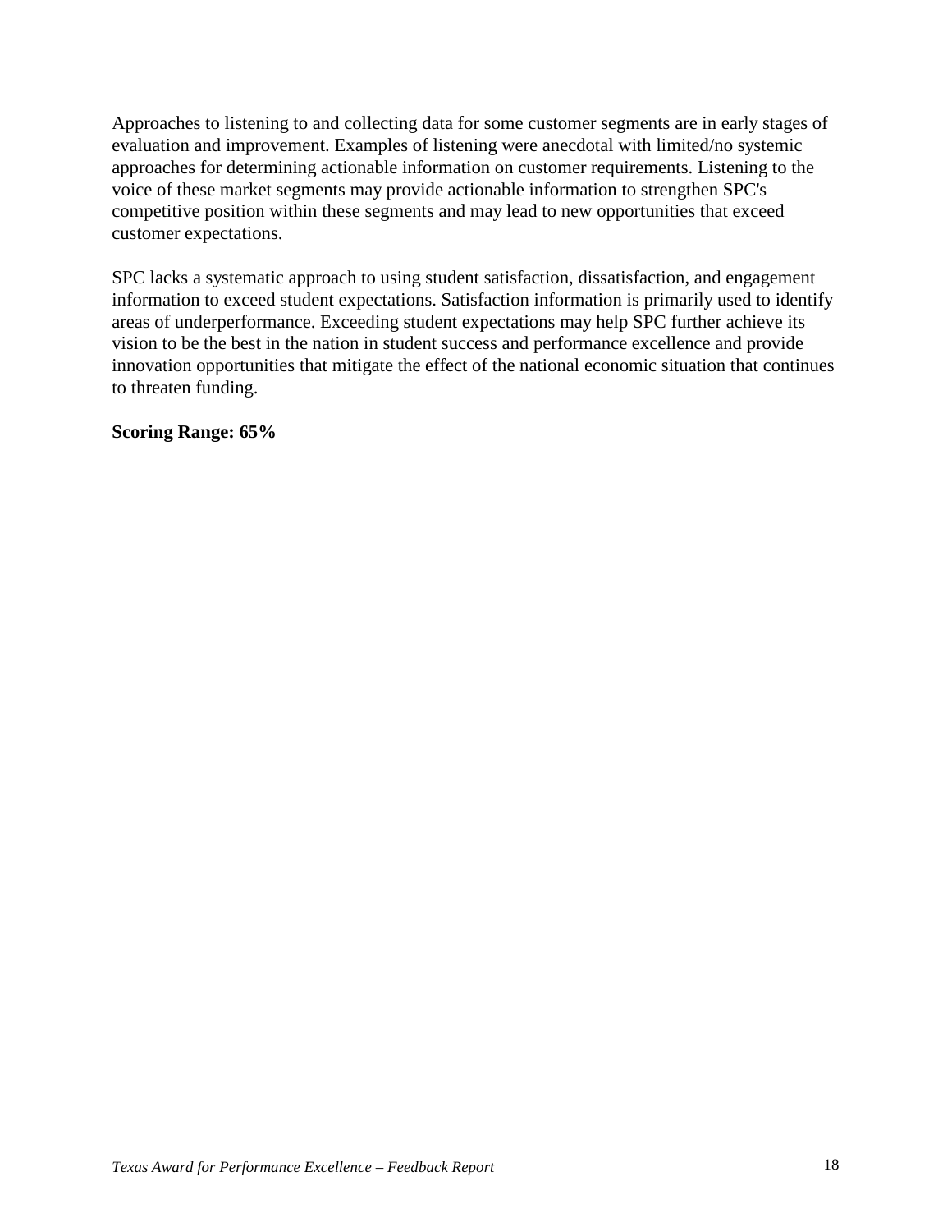Approaches to listening to and collecting data for some customer segments are in early stages of evaluation and improvement. Examples of listening were anecdotal with limited/no systemic approaches for determining actionable information on customer requirements. Listening to the voice of these market segments may provide actionable information to strengthen SPC's competitive position within these segments and may lead to new opportunities that exceed customer expectations.

SPC lacks a systematic approach to using student satisfaction, dissatisfaction, and engagement information to exceed student expectations. Satisfaction information is primarily used to identify areas of underperformance. Exceeding student expectations may help SPC further achieve its vision to be the best in the nation in student success and performance excellence and provide innovation opportunities that mitigate the effect of the national economic situation that continues to threaten funding.

**Scoring Range: 65%**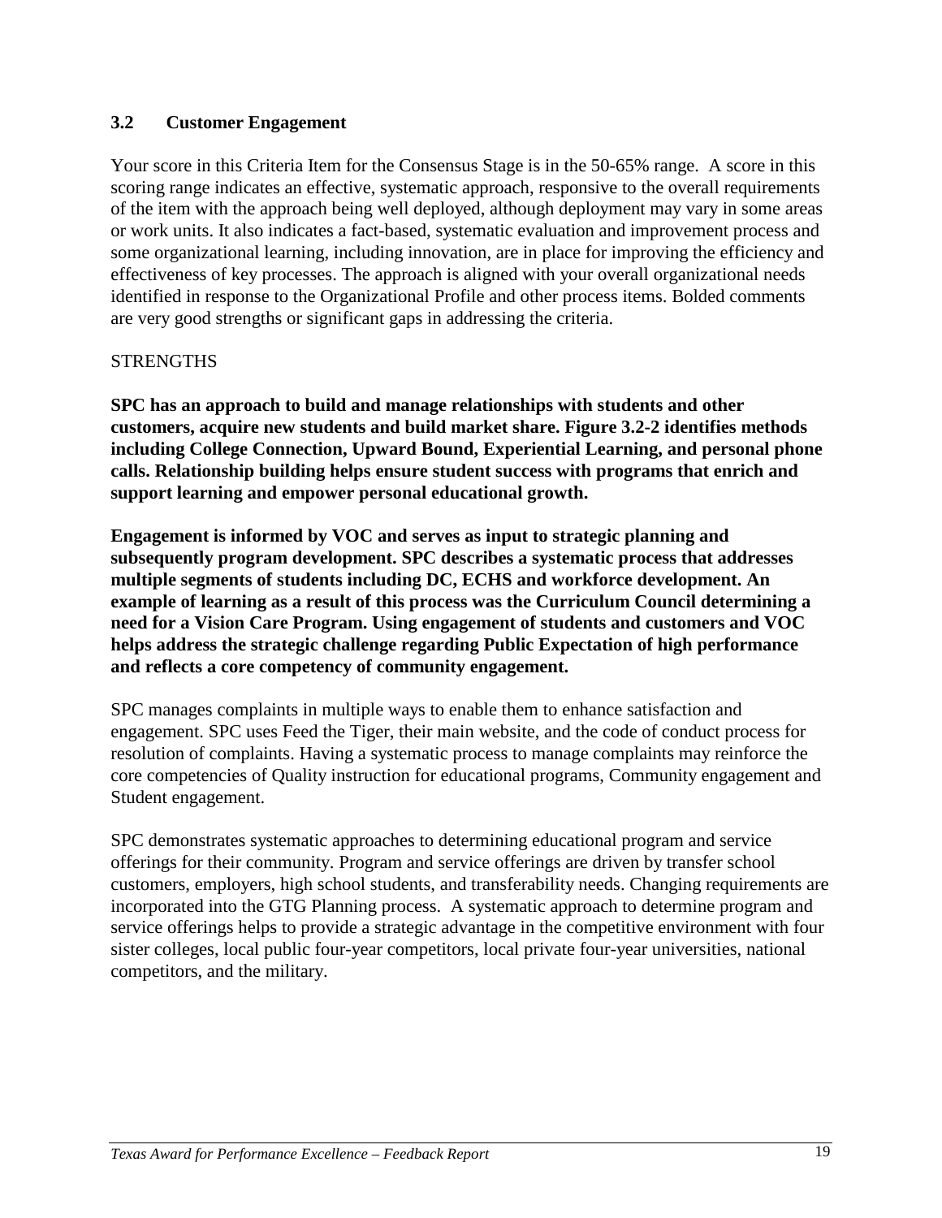## 3.2 Customer Engagement

Your score in this Criteria Item for the Consensus Stage is in the 50-65% range. A score in this scoring range indicates an effective, systematic approach, responsive to the overall requirements of the item with the approach being well deployed, although deployment may vary in some areas or work units. It also indicates a fact-based, systematic evaluation and improvement process and some organizational learning, including innovation, are in place for improving the efficiency and effectiveness of key processes. The approach is aligned with your overall organizational needs identified in response to the Organizational Profile and other process items. Bolded comments are very good strengths or significant gaps in addressing the criteria.

STRENGTHS

**SPC has an approach to build and manage relationships with students and other customers, acquire new students and build market share. Figure 3.2-2 identifies methods including College Connection, Upward Bound, Experiential Learning, and personal phone calls. Relationship building helps ensure student success with programs that enrich and support learning and empower personal educational growth.**

**Engagement is informed by VOC and serves as input to strategic planning and subsequently program development. SPC describes a systematic process that addresses multiple segments of students including DC, ECHS and workforce development. An example of learning as a result of this process was the Curriculum Council determining a need for a Vision Care Program. Using engagement of students and customers and VOC helps address the strategic challenge regarding Public Expectation of high performance and reflects a core competency of community engagement.**

SPC manages complaints in multiple ways to enable them to enhance satisfaction and engagement. SPC uses Feed the Tiger, their main website, and the code of conduct process for resolution of complaints. Having a systematic process to manage complaints may reinforce the core competencies of Quality instruction for educational programs, Community engagement and Student engagement.

SPC demonstrates systematic approaches to determining educational program and service offerings for their community. Program and service offerings are driven by transfer school customers, employers, high school students, and transferability needs. Changing requirements are incorporated into the GTG Planning process. A systematic approach to determine program and service offerings helps to provide a strategic advantage in the competitive environment with four sister colleges, local public four-year competitors, local private four-year universities, national competitors, and the military.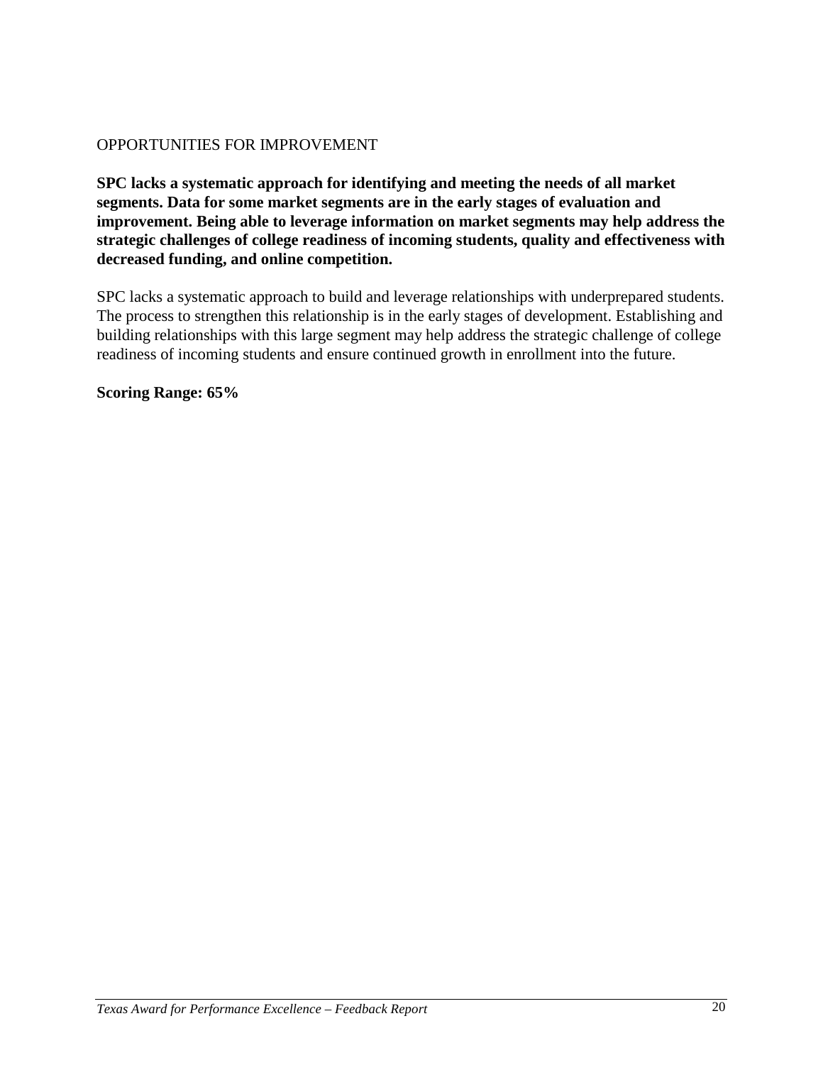OPPORTUNITIES FOR IMPROVEMENT

**SPC lacks a systematic approach for identifying and meeting the needs of all market segments. Data for some market segments are in the early stages of evaluation and improvement. Being able to leverage information on market segments may help address the strategic challenges of college readiness of incoming students, quality and effectiveness with decreased funding, and online competition.**

SPC lacks a systematic approach to build and leverage relationships with underprepared students. The process to strengthen this relationship is in the early stages of development. Establishing and building relationships with this large segment may help address the strategic challenge of college readiness of incoming students and ensure continued growth in enrollment into the future.

**Scoring Range: 65%**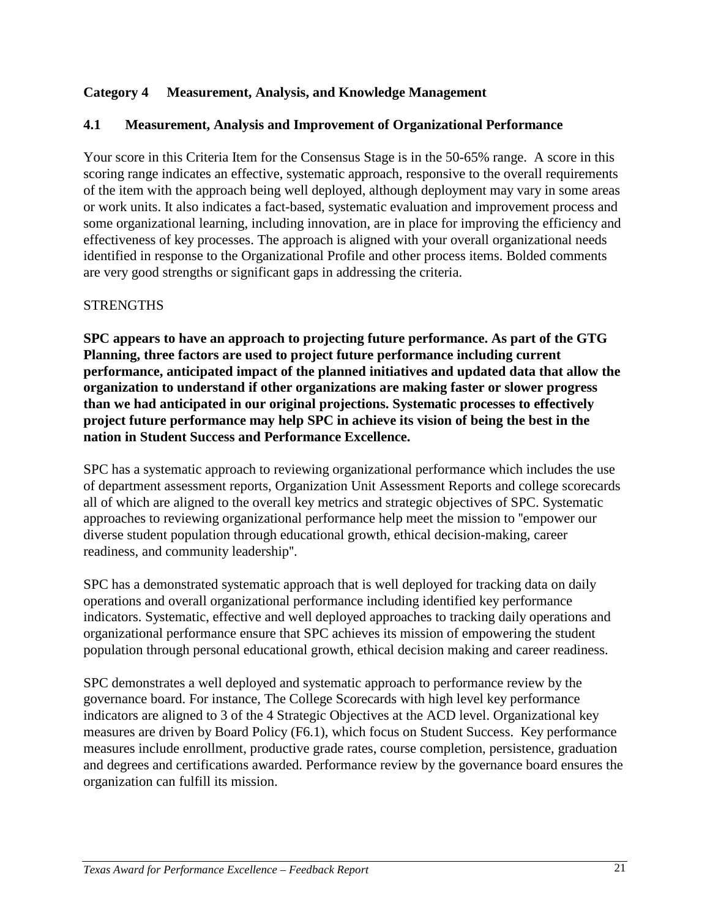## Category 4 Measurement, Analysis, and Knowledge Management

### 4.1 Measurement, Analysis and Improvement of Organizational Performance

Your score in this Criteria Item for the Consensus Stage is in the 50-65% range. A score in this scoring range indicates an effective, systematic approach, responsive to the overall requirements of the item with the approach being well deployed, although deployment may vary in some areas or work units. It also indicates a fact-based, systematic evaluation and improvement process and some organizational learning, including innovation, are in place for improving the efficiency and effectiveness of key processes. The approach is aligned with your overall organizational needs identified in response to the Organizational Profile and other process items. Bolded comments are very good strengths or significant gaps in addressing the criteria.

STRENGTHS

**SPC appears to have an approach to projecting future performance. As part of the GTG Planning, three factors are used to project future performance including current performance, anticipated impact of the planned initiatives and updated data that allow the organization to understand if other organizations are making faster or slower progress than we had anticipated in our original projections. Systematic processes to effectively project future performance may help SPC in achieve its vision of being the best in the nation in Student Success and Performance Excellence.**

SPC has a systematic approach to reviewing organizational performance which includes the use of department assessment reports, Organization Unit Assessment Reports and college scorecards all of which are aligned to the overall key metrics and strategic objectives of SPC. Systematic approaches to reviewing organizational performance help meet the mission to "empower our diverse student population through educational growth, ethical decision-making, career readiness, and community leadership".

SPC has a demonstrated systematic approach that is well deployed for tracking data on daily operations and overall organizational performance including identified key performance indicators. Systematic, effective and well deployed approaches to tracking daily operations and organizational performance ensure that SPC achieves its mission of empowering the student population through personal educational growth, ethical decision making and career readiness.

SPC demonstrates a well deployed and systematic approach to performance review by the governance board. For instance, The College Scorecards with high level key performance indicators are aligned to 3 of the 4 Strategic Objectives at the ACD level. Organizational key measures are driven by Board Policy (F6.1), which focus on Student Success. Key performance measures include enrollment, productive grade rates, course completion, persistence, graduation and degrees and certifications awarded. Performance review by the governance board ensures the organization can fulfill its mission.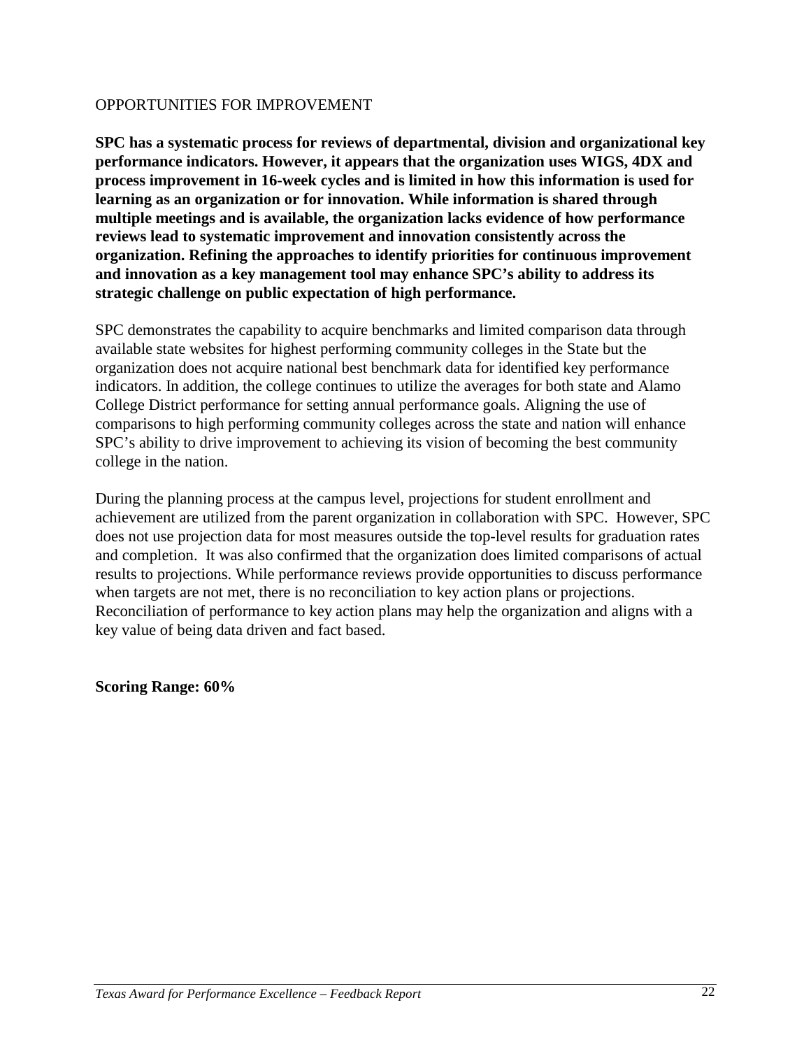OPPORTUNITIES FOR IMPROVEMENT

**SPC has a systematic process for reviews of departmental, division and organizational key performance indicators. However, it appears that the organization uses WIGS, 4DX and process improvement in 16-week cycles and is limited in how this information is used for learning as an organization or for innovation. While information is shared through multiple meetings and is available, the organization lacks evidence of how performance reviews lead to systematic improvement and innovation consistently across the organization. Refining the approaches to identify priorities for continuous improvement and innovation as a key management tool may enhance SPC's ability to address its strategic challenge on public expectation of high performance.**

SPC demonstrates the capability to acquire benchmarks and limited comparison data through available state websites for highest performing community colleges in the State but the organization does not acquire national best benchmark data for identified key performance indicators. In addition, the college continues to utilize the averages for both state and Alamo College District performance for setting annual performance goals. Aligning the use of comparisons to high performing community colleges across the state and nation will enhance SPC's ability to drive improvement to achieving its vision of becoming the best community college in the nation.

During the planning process at the campus level, projections for student enrollment and achievement are utilized from the parent organization in collaboration with SPC. However, SPC does not use projection data for most measures outside the top-level results for graduation rates and completion. It was also confirmed that the organization does limited comparisons of actual results to projections. While performance reviews provide opportunities to discuss performance when targets are not met, there is no reconciliation to key action plans or projections. Reconciliation of performance to key action plans may help the organization and aligns with a key value of being data driven and fact based.

**Scoring Range: 60%**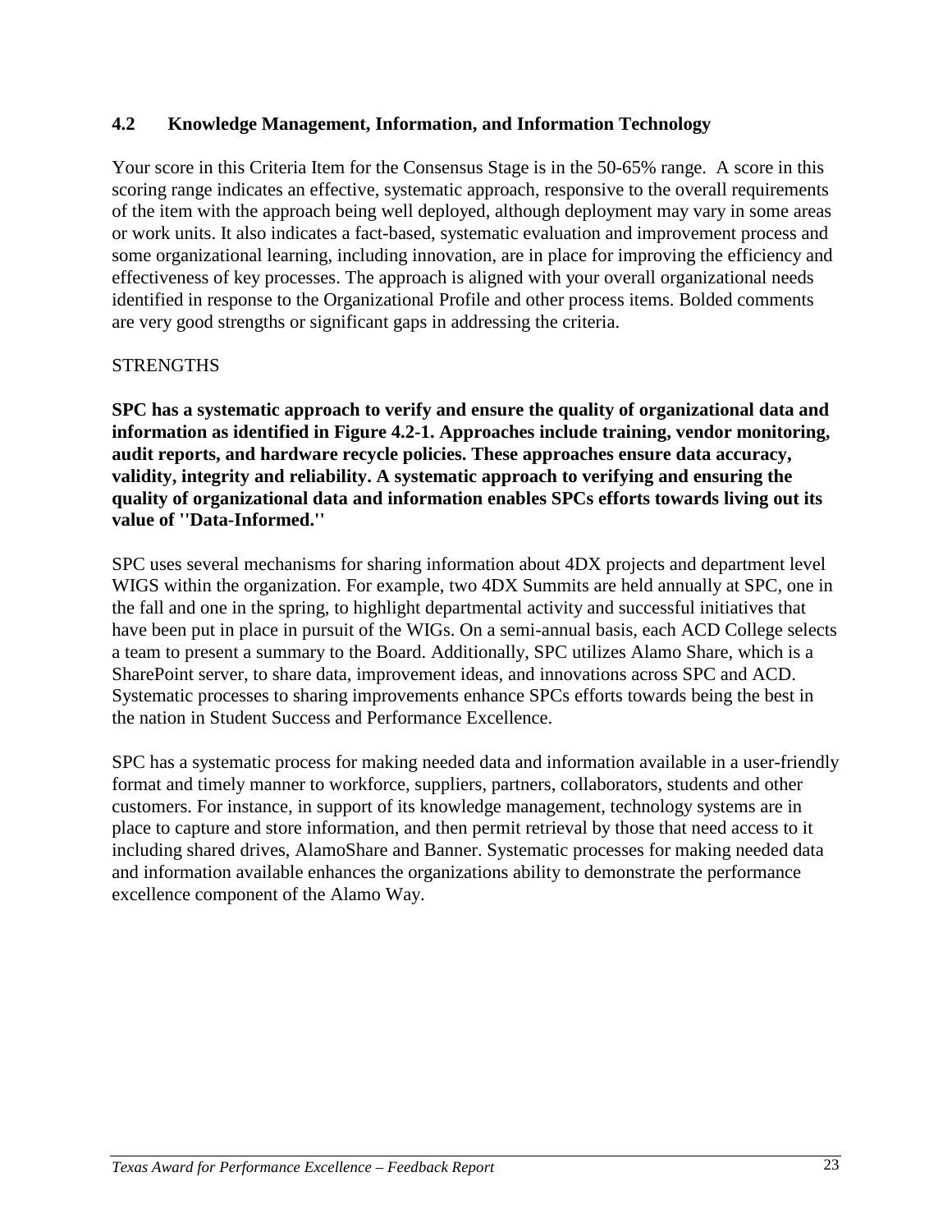## 4.2 Knowledge Management, Information, and Information Technology

Your score in this Criteria Item for the Consensus Stage is in the 50-65% range. A score in this scoring range indicates an effective, systematic approach, responsive to the overall requirements of the item with the approach being well deployed, although deployment may vary in some areas or work units. It also indicates a fact-based, systematic evaluation and improvement process and some organizational learning, including innovation, are in place for improving the efficiency and effectiveness of key processes. The approach is aligned with your overall organizational needs identified in response to the Organizational Profile and other process items. Bolded comments are very good strengths or significant gaps in addressing the criteria.

STRENGTHS

**SPC has a systematic approach to verify and ensure the quality of organizational data and information as identified in Figure 4.2-1. Approaches include training, vendor monitoring, audit reports, and hardware recycle policies. These approaches ensure data accuracy, validity, integrity and reliability. A systematic approach to verifying and ensuring the quality of organizational data and information enables SPCs efforts towards living out its value of ''Data-Informed.''**

SPC uses several mechanisms for sharing information about 4DX projects and department level WIGS within the organization. For example, two 4DX Summits are held annually at SPC, one in the fall and one in the spring, to highlight departmental activity and successful initiatives that have been put in place in pursuit of the WIGs. On a semi-annual basis, each ACD College selects a team to present a summary to the Board. Additionally, SPC utilizes Alamo Share, which is a SharePoint server, to share data, improvement ideas, and innovations across SPC and ACD. Systematic processes to sharing improvements enhance SPCs efforts towards being the best in the nation in Student Success and Performance Excellence.

SPC has a systematic process for making needed data and information available in a user-friendly format and timely manner to workforce, suppliers, partners, collaborators, students and other customers. For instance, in support of its knowledge management, technology systems are in place to capture and store information, and then permit retrieval by those that need access to it including shared drives, AlamoShare and Banner. Systematic processes for making needed data and information available enhances the organizations ability to demonstrate the performance excellence component of the Alamo Way.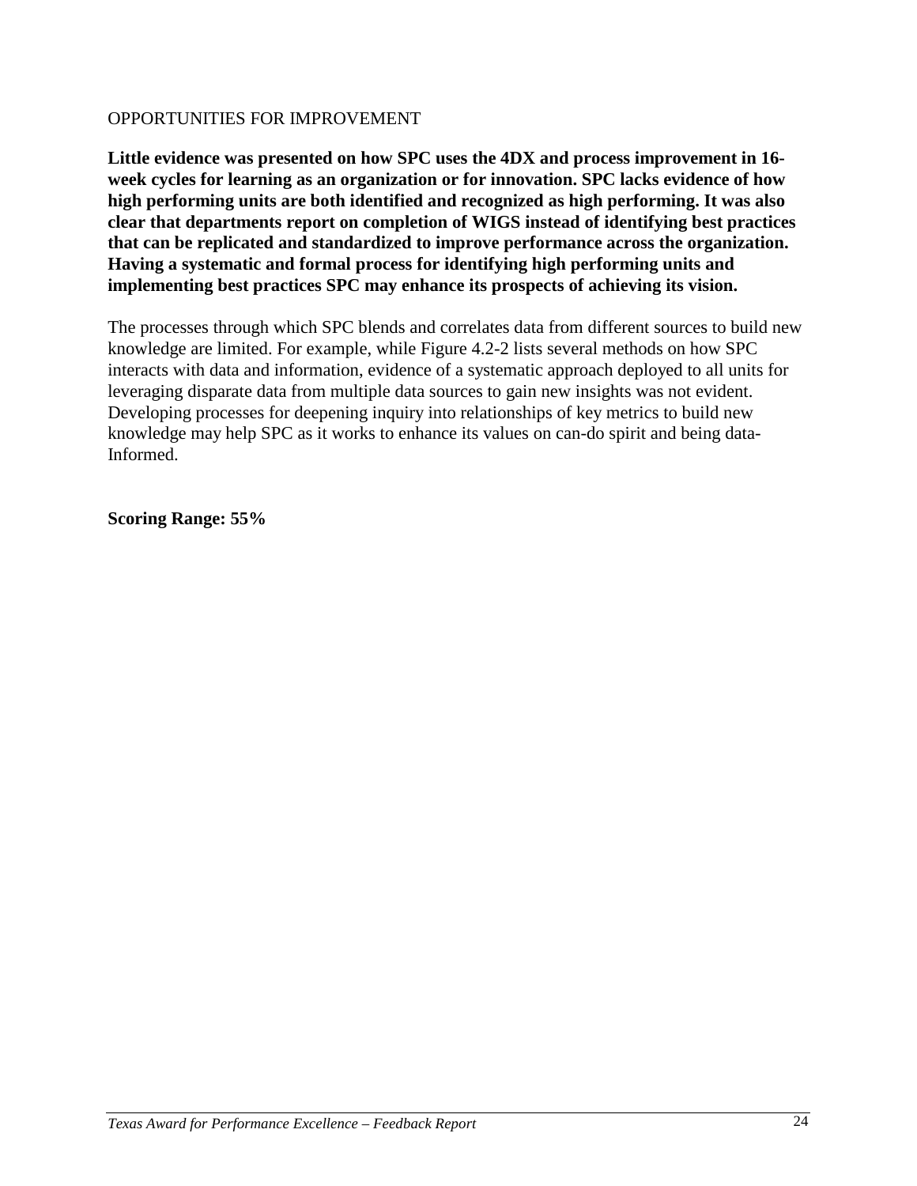OPPORTUNITIES FOR IMPROVEMENT

**Little evidence was presented on how SPC uses the 4DX and process improvement in 16-week cycles for learning as an organization or for innovation. SPC lacks evidence of how high performing units are both identified and recognized as high performing. It was also clear that departments report on completion of WIGS instead of identifying best practices that can be replicated and standardized to improve performance across the organization. Having a systematic and formal process for identifying high performing units and implementing best practices SPC may enhance its prospects of achieving its vision.**

The processes through which SPC blends and correlates data from different sources to build new knowledge are limited. For example, while Figure 4.2-2 lists several methods on how SPC interacts with data and information, evidence of a systematic approach deployed to all units for leveraging disparate data from multiple data sources to gain new insights was not evident. Developing processes for deepening inquiry into relationships of key metrics to build new knowledge may help SPC as it works to enhance its values on can-do spirit and being data-Informed.

**Scoring Range: 55%**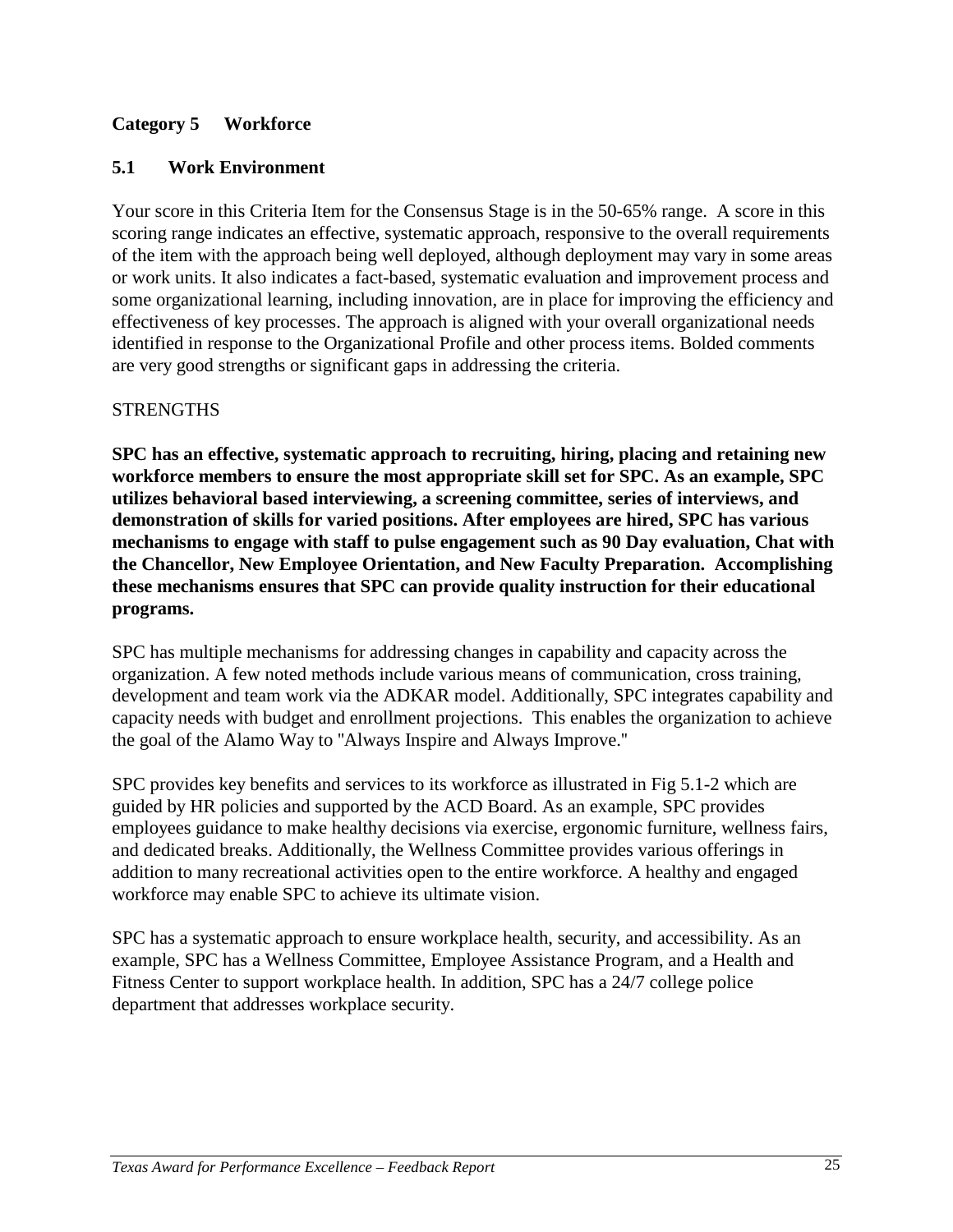## Category 5 Workforce

### 5.1 Work Environment

Your score in this Criteria Item for the Consensus Stage is in the 50-65% range. A score in this scoring range indicates an effective, systematic approach, responsive to the overall requirements of the item with the approach being well deployed, although deployment may vary in some areas or work units. It also indicates a fact-based, systematic evaluation and improvement process and some organizational learning, including innovation, are in place for improving the efficiency and effectiveness of key processes. The approach is aligned with your overall organizational needs identified in response to the Organizational Profile and other process items. Bolded comments are very good strengths or significant gaps in addressing the criteria.

STRENGTHS

**SPC has an effective, systematic approach to recruiting, hiring, placing and retaining new workforce members to ensure the most appropriate skill set for SPC. As an example, SPC utilizes behavioral based interviewing, a screening committee, series of interviews, and demonstration of skills for varied positions. After employees are hired, SPC has various mechanisms to engage with staff to pulse engagement such as 90 Day evaluation, Chat with the Chancellor, New Employee Orientation, and New Faculty Preparation. Accomplishing these mechanisms ensures that SPC can provide quality instruction for their educational programs.**

SPC has multiple mechanisms for addressing changes in capability and capacity across the organization. A few noted methods include various means of communication, cross training, development and team work via the ADKAR model. Additionally, SPC integrates capability and capacity needs with budget and enrollment projections. This enables the organization to achieve the goal of the Alamo Way to "Always Inspire and Always Improve."

SPC provides key benefits and services to its workforce as illustrated in Fig 5.1-2 which are guided by HR policies and supported by the ACD Board. As an example, SPC provides employees guidance to make healthy decisions via exercise, ergonomic furniture, wellness fairs, and dedicated breaks. Additionally, the Wellness Committee provides various offerings in addition to many recreational activities open to the entire workforce. A healthy and engaged workforce may enable SPC to achieve its ultimate vision.

SPC has a systematic approach to ensure workplace health, security, and accessibility. As an example, SPC has a Wellness Committee, Employee Assistance Program, and a Health and Fitness Center to support workplace health. In addition, SPC has a 24/7 college police department that addresses workplace security.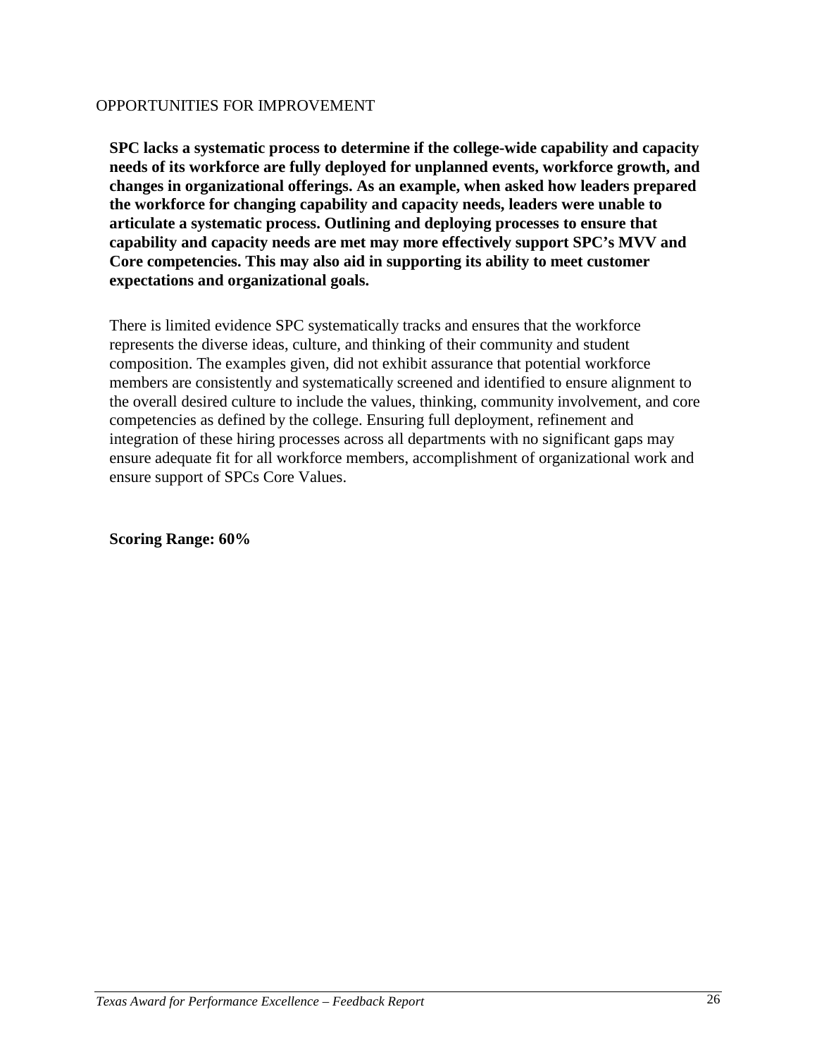OPPORTUNITIES FOR IMPROVEMENT

**SPC lacks a systematic process to determine if the college-wide capability and capacity needs of its workforce are fully deployed for unplanned events, workforce growth, and changes in organizational offerings. As an example, when asked how leaders prepared the workforce for changing capability and capacity needs, leaders were unable to articulate a systematic process. Outlining and deploying processes to ensure that capability and capacity needs are met may more effectively support SPC's MVV and Core competencies. This may also aid in supporting its ability to meet customer expectations and organizational goals.**

There is limited evidence SPC systematically tracks and ensures that the workforce represents the diverse ideas, culture, and thinking of their community and student composition. The examples given, did not exhibit assurance that potential workforce members are consistently and systematically screened and identified to ensure alignment to the overall desired culture to include the values, thinking, community involvement, and core competencies as defined by the college. Ensuring full deployment, refinement and integration of these hiring processes across all departments with no significant gaps may ensure adequate fit for all workforce members, accomplishment of organizational work and ensure support of SPCs Core Values.

**Scoring Range: 60%**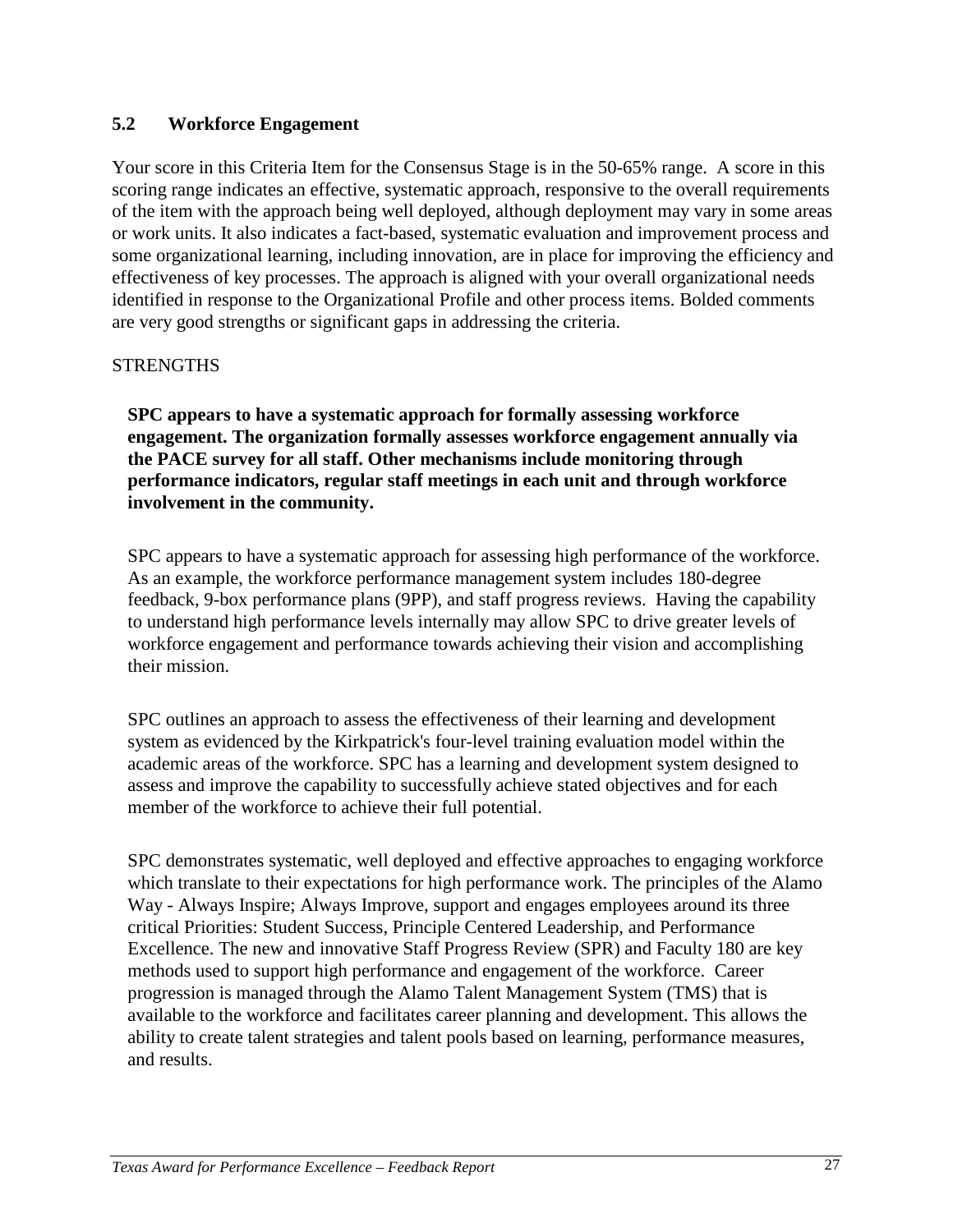### 5.2 Workforce Engagement

Your score in this Criteria Item for the Consensus Stage is in the 50-65% range. A score in this scoring range indicates an effective, systematic approach, responsive to the overall requirements of the item with the approach being well deployed, although deployment may vary in some areas or work units. It also indicates a fact-based, systematic evaluation and improvement process and some organizational learning, including innovation, are in place for improving the efficiency and effectiveness of key processes. The approach is aligned with your overall organizational needs identified in response to the Organizational Profile and other process items. Bolded comments are very good strengths or significant gaps in addressing the criteria.

STRENGTHS

**SPC appears to have a systematic approach for formally assessing workforce engagement. The organization formally assesses workforce engagement annually via the PACE survey for all staff. Other mechanisms include monitoring through performance indicators, regular staff meetings in each unit and through workforce involvement in the community.**

SPC appears to have a systematic approach for assessing high performance of the workforce. As an example, the workforce performance management system includes 180-degree feedback, 9-box performance plans (9PP), and staff progress reviews. Having the capability to understand high performance levels internally may allow SPC to drive greater levels of workforce engagement and performance towards achieving their vision and accomplishing their mission.

SPC outlines an approach to assess the effectiveness of their learning and development system as evidenced by the Kirkpatrick's four-level training evaluation model within the academic areas of the workforce. SPC has a learning and development system designed to assess and improve the capability to successfully achieve stated objectives and for each member of the workforce to achieve their full potential.

SPC demonstrates systematic, well deployed and effective approaches to engaging workforce which translate to their expectations for high performance work. The principles of the Alamo Way - Always Inspire; Always Improve, support and engages employees around its three critical Priorities: Student Success, Principle Centered Leadership, and Performance Excellence. The new and innovative Staff Progress Review (SPR) and Faculty 180 are key methods used to support high performance and engagement of the workforce. Career progression is managed through the Alamo Talent Management System (TMS) that is available to the workforce and facilitates career planning and development. This allows the ability to create talent strategies and talent pools based on learning, performance measures, and results.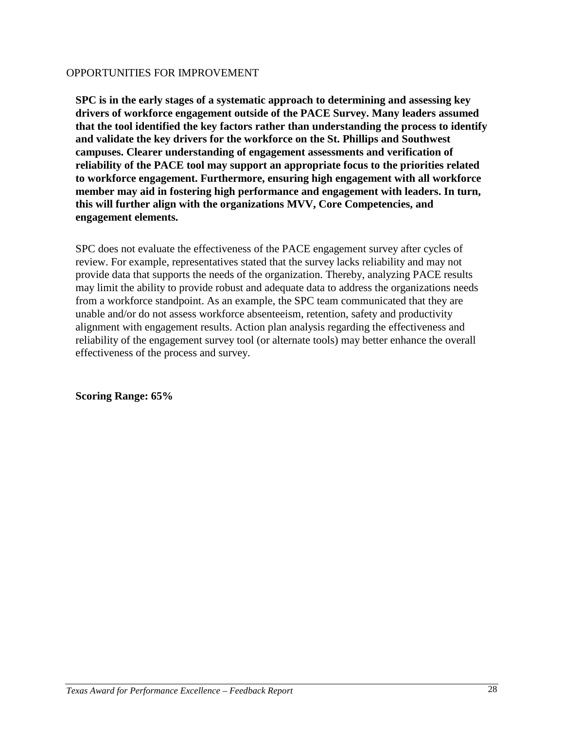OPPORTUNITIES FOR IMPROVEMENT

**SPC is in the early stages of a systematic approach to determining and assessing key drivers of workforce engagement outside of the PACE Survey. Many leaders assumed that the tool identified the key factors rather than understanding the process to identify and validate the key drivers for the workforce on the St. Phillips and Southwest campuses. Clearer understanding of engagement assessments and verification of reliability of the PACE tool may support an appropriate focus to the priorities related to workforce engagement. Furthermore, ensuring high engagement with all workforce member may aid in fostering high performance and engagement with leaders. In turn, this will further align with the organizations MVV, Core Competencies, and engagement elements.**

SPC does not evaluate the effectiveness of the PACE engagement survey after cycles of review. For example, representatives stated that the survey lacks reliability and may not provide data that supports the needs of the organization. Thereby, analyzing PACE results may limit the ability to provide robust and adequate data to address the organizations needs from a workforce standpoint. As an example, the SPC team communicated that they are unable and/or do not assess workforce absenteeism, retention, safety and productivity alignment with engagement results. Action plan analysis regarding the effectiveness and reliability of the engagement survey tool (or alternate tools) may better enhance the overall effectiveness of the process and survey.

**Scoring Range: 65%**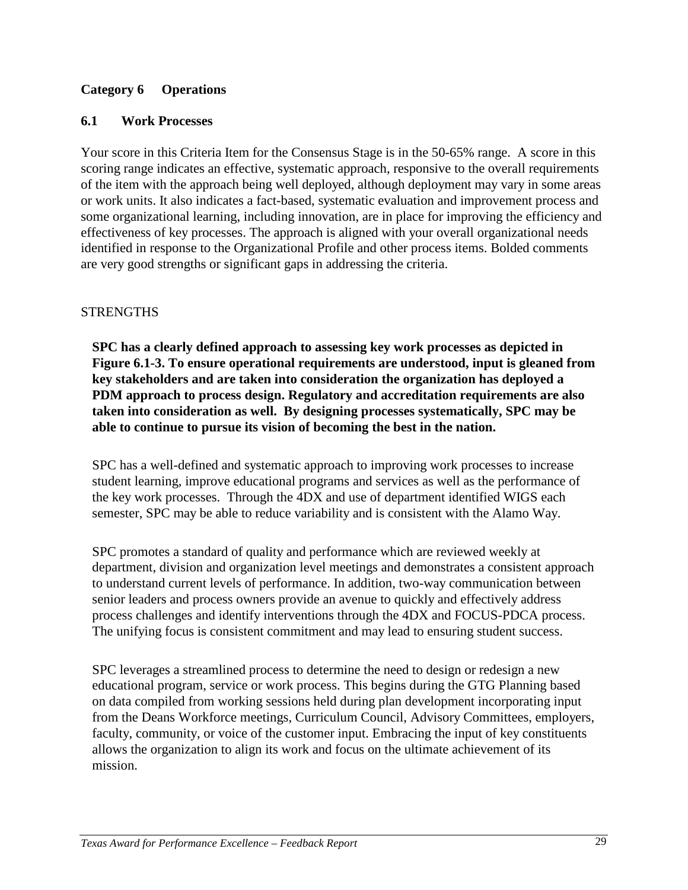## Category 6 Operations

### 6.1 Work Processes

Your score in this Criteria Item for the Consensus Stage is in the 50-65% range. A score in this scoring range indicates an effective, systematic approach, responsive to the overall requirements of the item with the approach being well deployed, although deployment may vary in some areas or work units. It also indicates a fact-based, systematic evaluation and improvement process and some organizational learning, including innovation, are in place for improving the efficiency and effectiveness of key processes. The approach is aligned with your overall organizational needs identified in response to the Organizational Profile and other process items. Bolded comments are very good strengths or significant gaps in addressing the criteria.

STRENGTHS

**SPC has a clearly defined approach to assessing key work processes as depicted in Figure 6.1-3. To ensure operational requirements are understood, input is gleaned from key stakeholders and are taken into consideration the organization has deployed a PDM approach to process design. Regulatory and accreditation requirements are also taken into consideration as well. By designing processes systematically, SPC may be able to continue to pursue its vision of becoming the best in the nation.**

SPC has a well-defined and systematic approach to improving work processes to increase student learning, improve educational programs and services as well as the performance of the key work processes. Through the 4DX and use of department identified WIGS each semester, SPC may be able to reduce variability and is consistent with the Alamo Way.

SPC promotes a standard of quality and performance which are reviewed weekly at department, division and organization level meetings and demonstrates a consistent approach to understand current levels of performance. In addition, two-way communication between senior leaders and process owners provide an avenue to quickly and effectively address process challenges and identify interventions through the 4DX and FOCUS-PDCA process. The unifying focus is consistent commitment and may lead to ensuring student success.

SPC leverages a streamlined process to determine the need to design or redesign a new educational program, service or work process. This begins during the GTG Planning based on data compiled from working sessions held during plan development incorporating input from the Deans Workforce meetings, Curriculum Council, Advisory Committees, employers, faculty, community, or voice of the customer input. Embracing the input of key constituents allows the organization to align its work and focus on the ultimate achievement of its mission.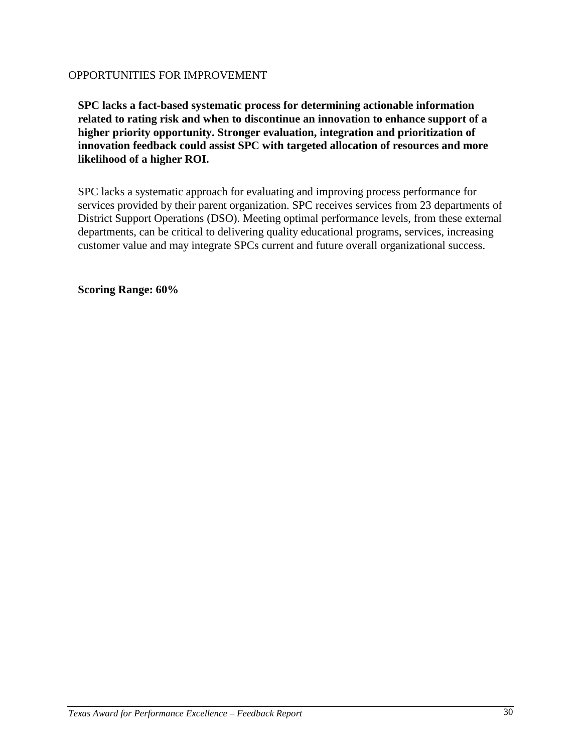OPPORTUNITIES FOR IMPROVEMENT

**SPC lacks a fact-based systematic process for determining actionable information related to rating risk and when to discontinue an innovation to enhance support of a higher priority opportunity. Stronger evaluation, integration and prioritization of innovation feedback could assist SPC with targeted allocation of resources and more likelihood of a higher ROI.**

SPC lacks a systematic approach for evaluating and improving process performance for services provided by their parent organization. SPC receives services from 23 departments of District Support Operations (DSO). Meeting optimal performance levels, from these external departments, can be critical to delivering quality educational programs, services, increasing customer value and may integrate SPCs current and future overall organizational success.

**Scoring Range: 60%**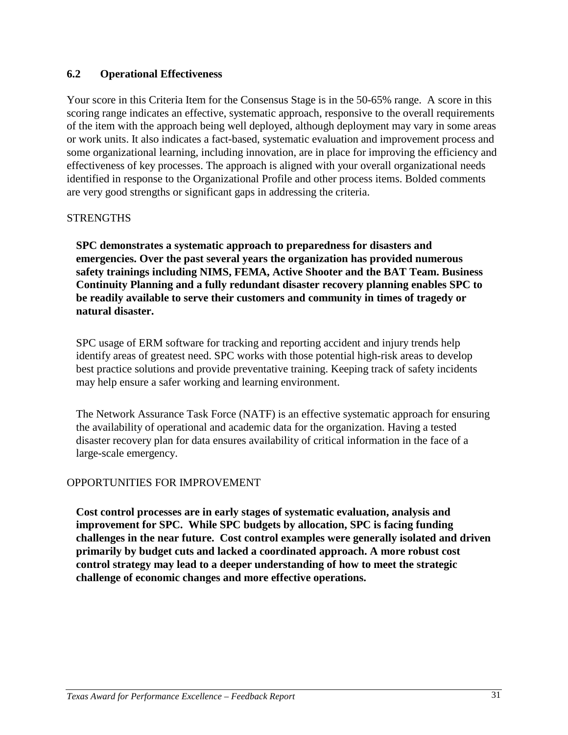## 6.2 Operational Effectiveness

Your score in this Criteria Item for the Consensus Stage is in the 50-65% range. A score in this scoring range indicates an effective, systematic approach, responsive to the overall requirements of the item with the approach being well deployed, although deployment may vary in some areas or work units. It also indicates a fact-based, systematic evaluation and improvement process and some organizational learning, including innovation, are in place for improving the efficiency and effectiveness of key processes. The approach is aligned with your overall organizational needs identified in response to the Organizational Profile and other process items. Bolded comments are very good strengths or significant gaps in addressing the criteria.

STRENGTHS

**SPC demonstrates a systematic approach to preparedness for disasters and emergencies. Over the past several years the organization has provided numerous safety trainings including NIMS, FEMA, Active Shooter and the BAT Team. Business Continuity Planning and a fully redundant disaster recovery planning enables SPC to be readily available to serve their customers and community in times of tragedy or natural disaster.**

SPC usage of ERM software for tracking and reporting accident and injury trends help identify areas of greatest need. SPC works with those potential high-risk areas to develop best practice solutions and provide preventative training. Keeping track of safety incidents may help ensure a safer working and learning environment.

The Network Assurance Task Force (NATF) is an effective systematic approach for ensuring the availability of operational and academic data for the organization. Having a tested disaster recovery plan for data ensures availability of critical information in the face of a large-scale emergency.

OPPORTUNITIES FOR IMPROVEMENT

**Cost control processes are in early stages of systematic evaluation, analysis and improvement for SPC. While SPC budgets by allocation, SPC is facing funding challenges in the near future. Cost control examples were generally isolated and driven primarily by budget cuts and lacked a coordinated approach. A more robust cost control strategy may lead to a deeper understanding of how to meet the strategic challenge of economic changes and more effective operations.**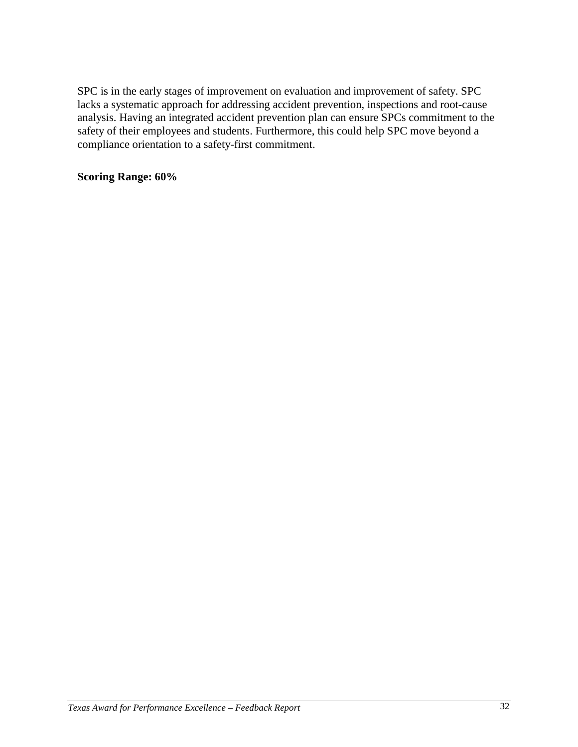SPC is in the early stages of improvement on evaluation and improvement of safety. SPC lacks a systematic approach for addressing accident prevention, inspections and root-cause analysis. Having an integrated accident prevention plan can ensure SPCs commitment to the safety of their employees and students. Furthermore, this could help SPC move beyond a compliance orientation to a safety-first commitment.

**Scoring Range: 60%**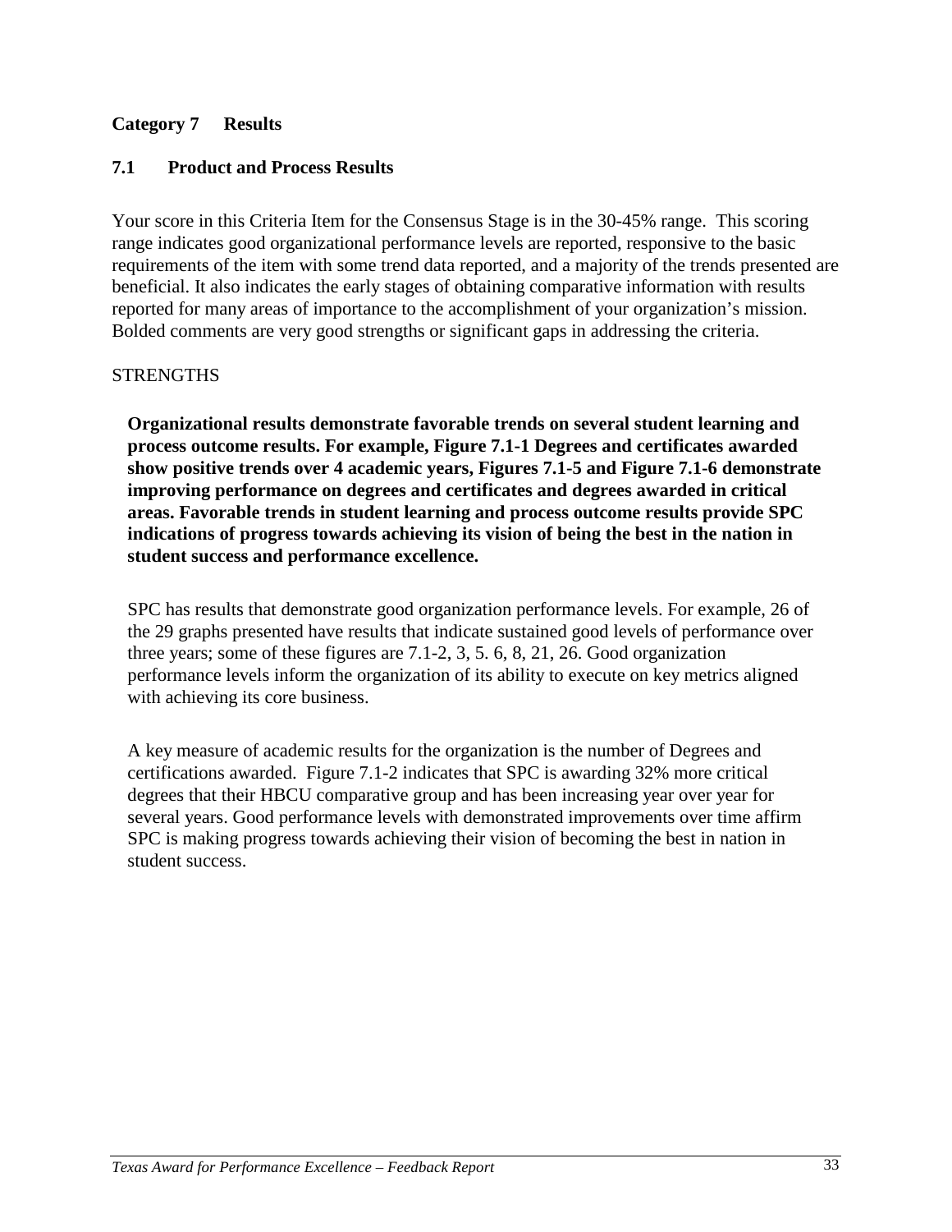## Category 7 Results

### 7.1 Product and Process Results

Your score in this Criteria Item for the Consensus Stage is in the 30-45% range. This scoring range indicates good organizational performance levels are reported, responsive to the basic requirements of the item with some trend data reported, and a majority of the trends presented are beneficial. It also indicates the early stages of obtaining comparative information with results reported for many areas of importance to the accomplishment of your organization's mission. Bolded comments are very good strengths or significant gaps in addressing the criteria.

STRENGTHS

**Organizational results demonstrate favorable trends on several student learning and process outcome results. For example, Figure 7.1-1 Degrees and certificates awarded show positive trends over 4 academic years, Figures 7.1-5 and Figure 7.1-6 demonstrate improving performance on degrees and certificates and degrees awarded in critical areas. Favorable trends in student learning and process outcome results provide SPC indications of progress towards achieving its vision of being the best in the nation in student success and performance excellence.**

SPC has results that demonstrate good organization performance levels. For example, 26 of the 29 graphs presented have results that indicate sustained good levels of performance over three years; some of these figures are 7.1-2, 3, 5. 6, 8, 21, 26. Good organization performance levels inform the organization of its ability to execute on key metrics aligned with achieving its core business.

A key measure of academic results for the organization is the number of Degrees and certifications awarded. Figure 7.1-2 indicates that SPC is awarding 32% more critical degrees that their HBCU comparative group and has been increasing year over year for several years. Good performance levels with demonstrated improvements over time affirm SPC is making progress towards achieving their vision of becoming the best in nation in student success.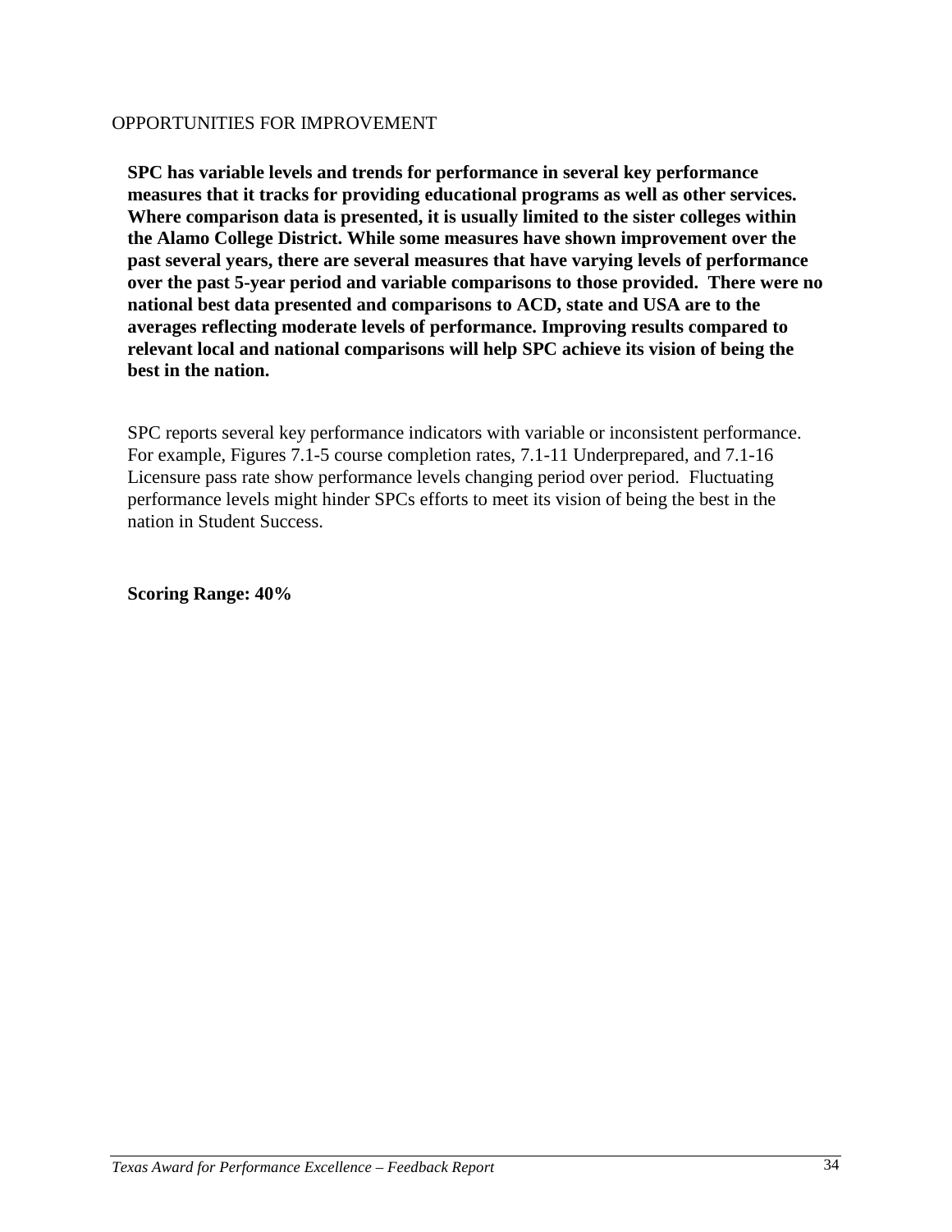OPPORTUNITIES FOR IMPROVEMENT

**SPC has variable levels and trends for performance in several key performance measures that it tracks for providing educational programs as well as other services. Where comparison data is presented, it is usually limited to the sister colleges within the Alamo College District. While some measures have shown improvement over the past several years, there are several measures that have varying levels of performance over the past 5-year period and variable comparisons to those provided. There were no national best data presented and comparisons to ACD, state and USA are to the averages reflecting moderate levels of performance. Improving results compared to relevant local and national comparisons will help SPC achieve its vision of being the best in the nation.**

SPC reports several key performance indicators with variable or inconsistent performance. For example, Figures 7.1-5 course completion rates, 7.1-11 Underprepared, and 7.1-16 Licensure pass rate show performance levels changing period over period. Fluctuating performance levels might hinder SPCs efforts to meet its vision of being the best in the nation in Student Success.

**Scoring Range: 40%**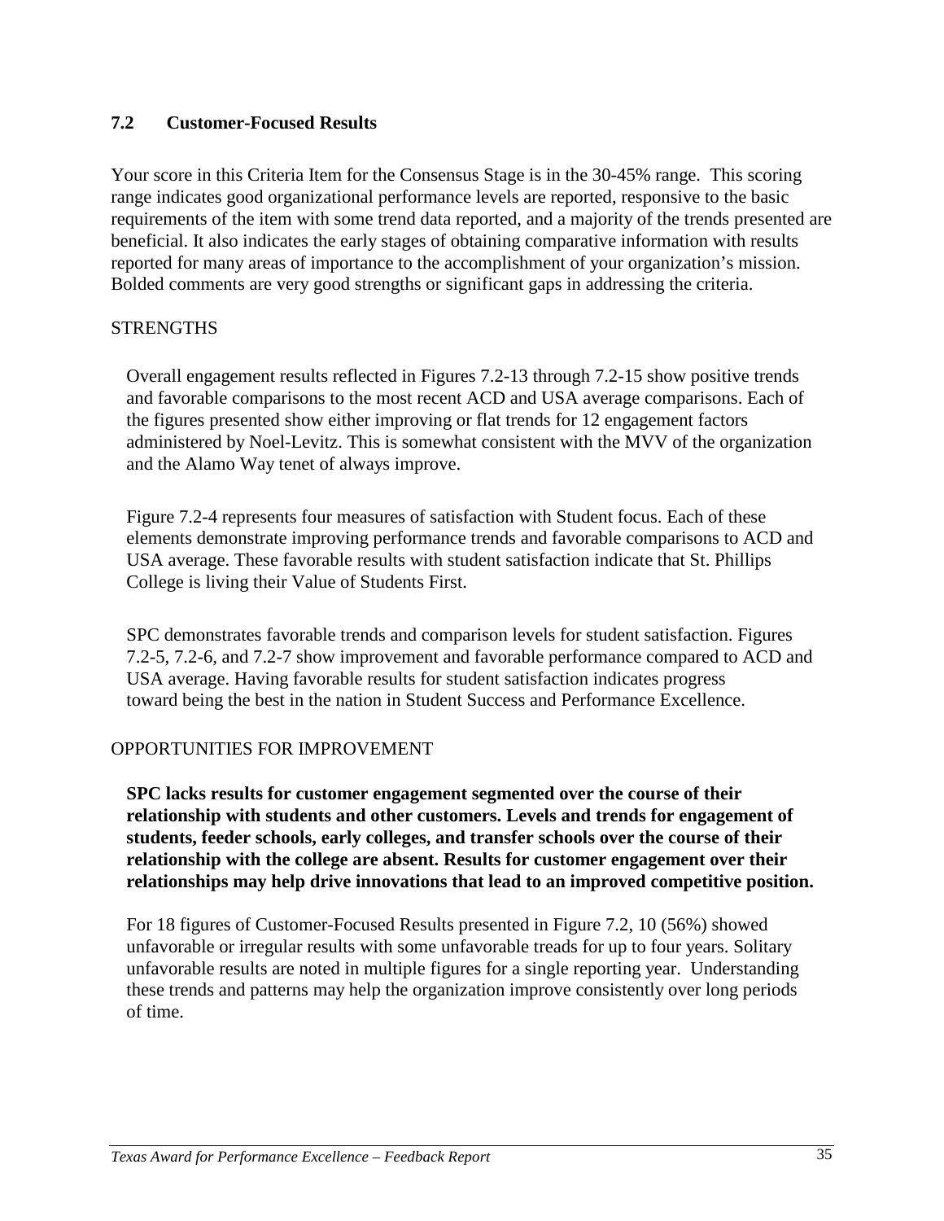## 7.2 Customer-Focused Results

Your score in this Criteria Item for the Consensus Stage is in the 30-45% range. This scoring range indicates good organizational performance levels are reported, responsive to the basic requirements of the item with some trend data reported, and a majority of the trends presented are beneficial. It also indicates the early stages of obtaining comparative information with results reported for many areas of importance to the accomplishment of your organization's mission. Bolded comments are very good strengths or significant gaps in addressing the criteria.

STRENGTHS

Overall engagement results reflected in Figures 7.2-13 through 7.2-15 show positive trends and favorable comparisons to the most recent ACD and USA average comparisons. Each of the figures presented show either improving or flat trends for 12 engagement factors administered by Noel-Levitz. This is somewhat consistent with the MVV of the organization and the Alamo Way tenet of always improve.

Figure 7.2-4 represents four measures of satisfaction with Student focus. Each of these elements demonstrate improving performance trends and favorable comparisons to ACD and USA average. These favorable results with student satisfaction indicate that St. Phillips College is living their Value of Students First.

SPC demonstrates favorable trends and comparison levels for student satisfaction. Figures 7.2-5, 7.2-6, and 7.2-7 show improvement and favorable performance compared to ACD and USA average. Having favorable results for student satisfaction indicates progress toward being the best in the nation in Student Success and Performance Excellence.

OPPORTUNITIES FOR IMPROVEMENT

**SPC lacks results for customer engagement segmented over the course of their relationship with students and other customers. Levels and trends for engagement of students, feeder schools, early colleges, and transfer schools over the course of their relationship with the college are absent. Results for customer engagement over their relationships may help drive innovations that lead to an improved competitive position.**

For 18 figures of Customer-Focused Results presented in Figure 7.2, 10 (56%) showed unfavorable or irregular results with some unfavorable treads for up to four years. Solitary unfavorable results are noted in multiple figures for a single reporting year. Understanding these trends and patterns may help the organization improve consistently over long periods of time.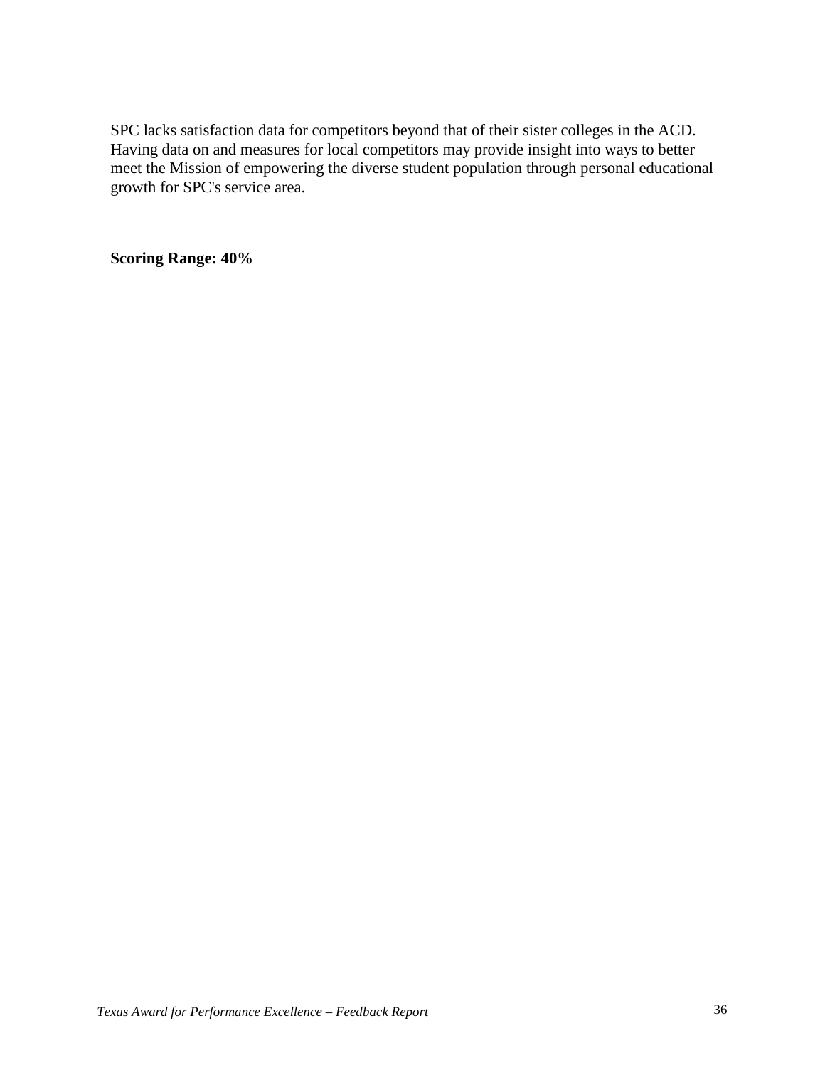SPC lacks satisfaction data for competitors beyond that of their sister colleges in the ACD. Having data on and measures for local competitors may provide insight into ways to better meet the Mission of empowering the diverse student population through personal educational growth for SPC's service area.

**Scoring Range: 40%**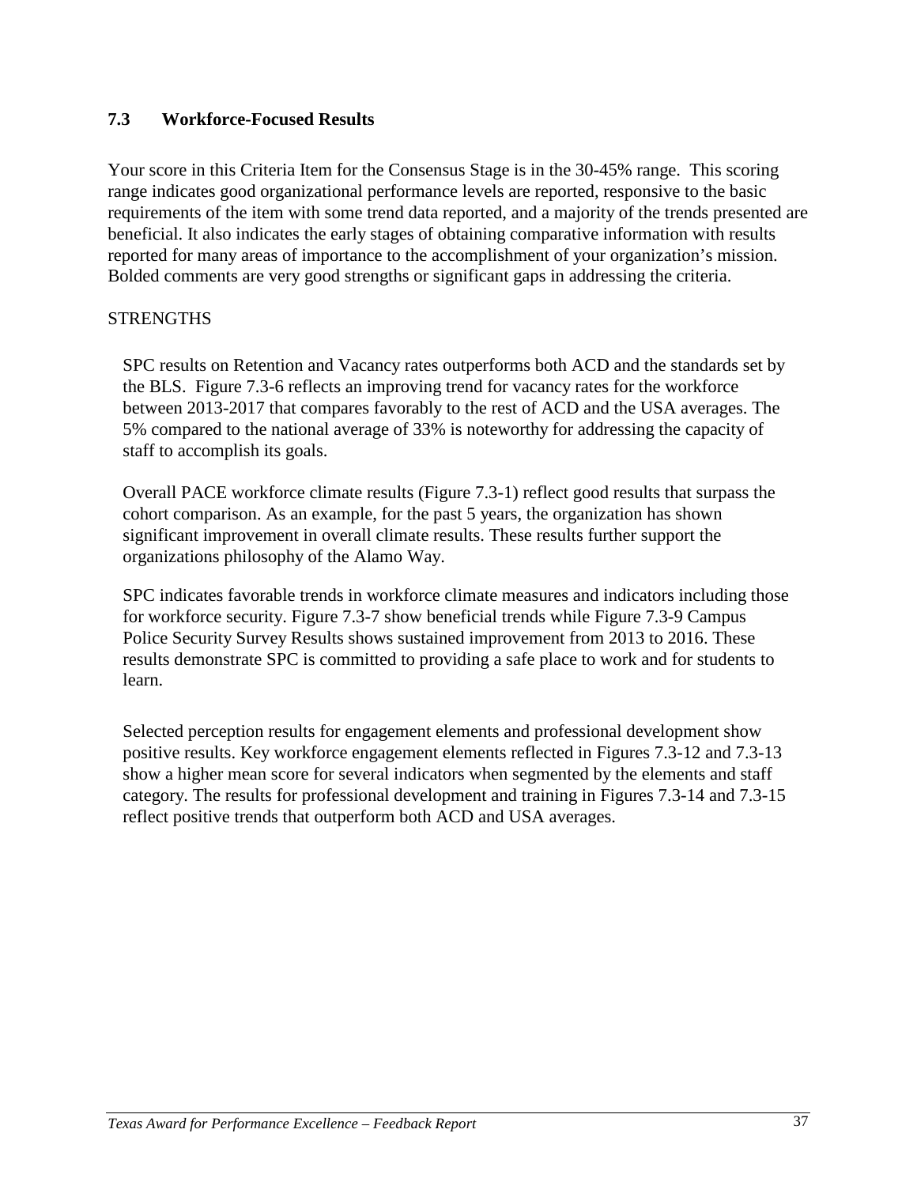## 7.3 Workforce-Focused Results

Your score in this Criteria Item for the Consensus Stage is in the 30-45% range. This scoring range indicates good organizational performance levels are reported, responsive to the basic requirements of the item with some trend data reported, and a majority of the trends presented are beneficial. It also indicates the early stages of obtaining comparative information with results reported for many areas of importance to the accomplishment of your organization's mission. Bolded comments are very good strengths or significant gaps in addressing the criteria.

STRENGTHS

SPC results on Retention and Vacancy rates outperforms both ACD and the standards set by the BLS. Figure 7.3-6 reflects an improving trend for vacancy rates for the workforce between 2013-2017 that compares favorably to the rest of ACD and the USA averages. The 5% compared to the national average of 33% is noteworthy for addressing the capacity of staff to accomplish its goals.

Overall PACE workforce climate results (Figure 7.3-1) reflect good results that surpass the cohort comparison. As an example, for the past 5 years, the organization has shown significant improvement in overall climate results. These results further support the organizations philosophy of the Alamo Way.

SPC indicates favorable trends in workforce climate measures and indicators including those for workforce security. Figure 7.3-7 show beneficial trends while Figure 7.3-9 Campus Police Security Survey Results shows sustained improvement from 2013 to 2016. These results demonstrate SPC is committed to providing a safe place to work and for students to learn.

Selected perception results for engagement elements and professional development show positive results. Key workforce engagement elements reflected in Figures 7.3-12 and 7.3-13 show a higher mean score for several indicators when segmented by the elements and staff category. The results for professional development and training in Figures 7.3-14 and 7.3-15 reflect positive trends that outperform both ACD and USA averages.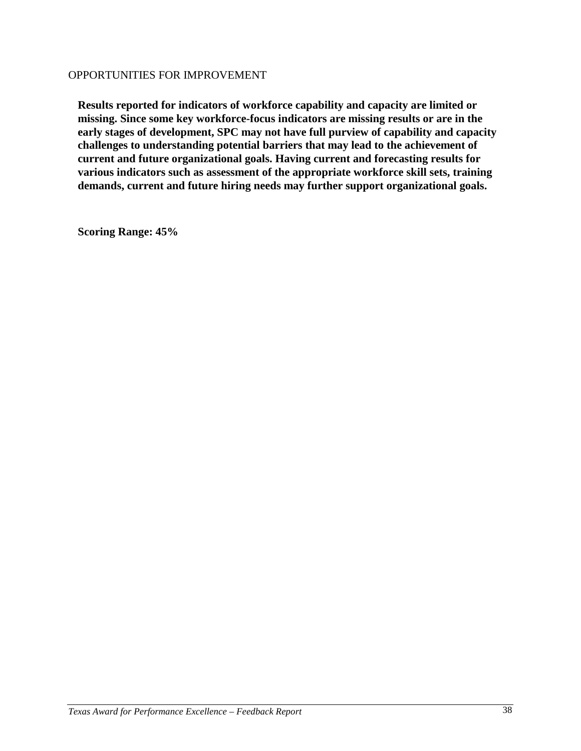OPPORTUNITIES FOR IMPROVEMENT

**Results reported for indicators of workforce capability and capacity are limited or missing. Since some key workforce-focus indicators are missing results or are in the early stages of development, SPC may not have full purview of capability and capacity challenges to understanding potential barriers that may lead to the achievement of current and future organizational goals. Having current and forecasting results for various indicators such as assessment of the appropriate workforce skill sets, training demands, current and future hiring needs may further support organizational goals.**

**Scoring Range: 45%**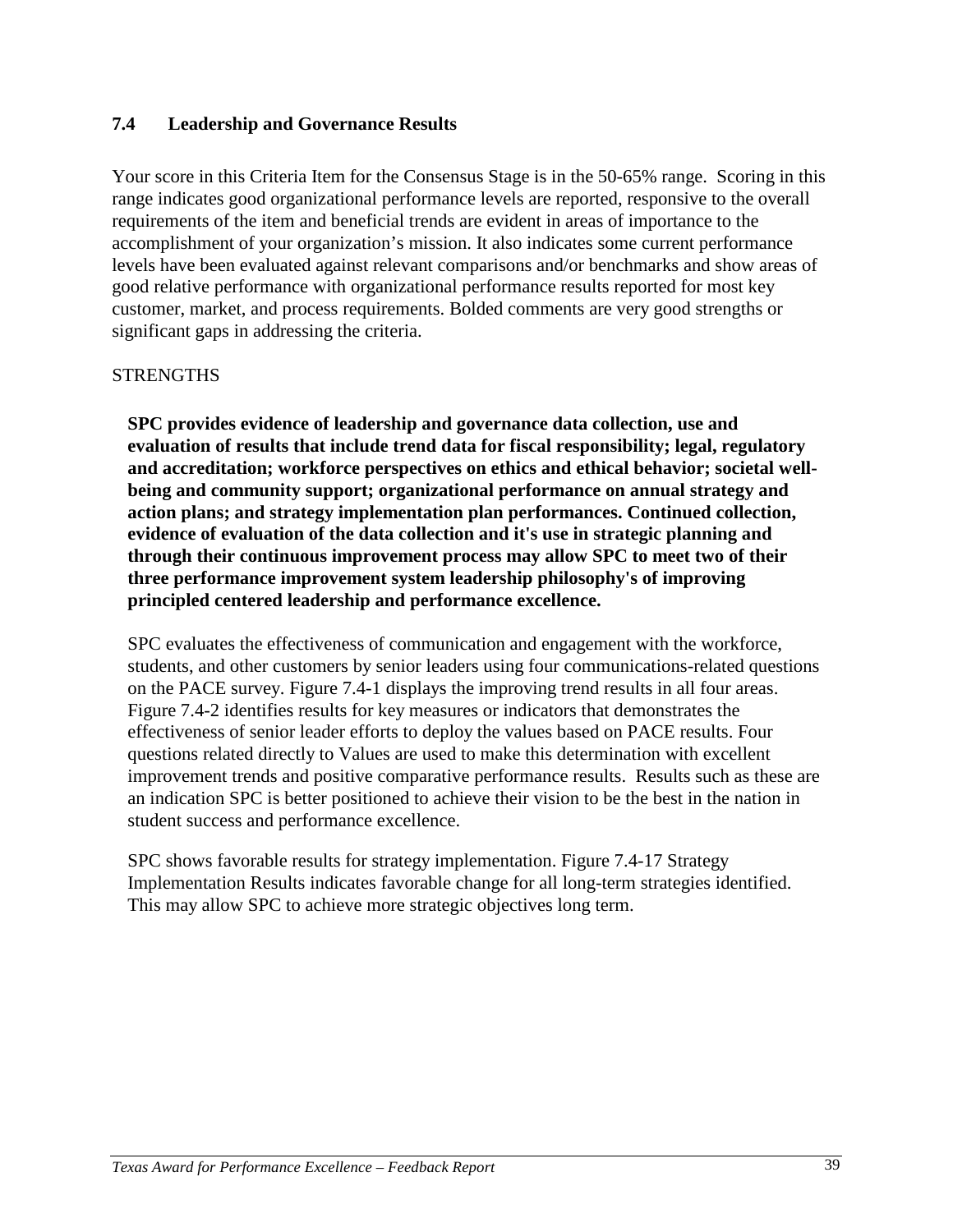## 7.4 Leadership and Governance Results

Your score in this Criteria Item for the Consensus Stage is in the 50-65% range. Scoring in this range indicates good organizational performance levels are reported, responsive to the overall requirements of the item and beneficial trends are evident in areas of importance to the accomplishment of your organization's mission. It also indicates some current performance levels have been evaluated against relevant comparisons and/or benchmarks and show areas of good relative performance with organizational performance results reported for most key customer, market, and process requirements. Bolded comments are very good strengths or significant gaps in addressing the criteria.

STRENGTHS

**SPC provides evidence of leadership and governance data collection, use and evaluation of results that include trend data for fiscal responsibility; legal, regulatory and accreditation; workforce perspectives on ethics and ethical behavior; societal well-being and community support; organizational performance on annual strategy and action plans; and strategy implementation plan performances. Continued collection, evidence of evaluation of the data collection and it's use in strategic planning and through their continuous improvement process may allow SPC to meet two of their three performance improvement system leadership philosophy's of improving principled centered leadership and performance excellence.**

SPC evaluates the effectiveness of communication and engagement with the workforce, students, and other customers by senior leaders using four communications-related questions on the PACE survey. Figure 7.4-1 displays the improving trend results in all four areas. Figure 7.4-2 identifies results for key measures or indicators that demonstrates the effectiveness of senior leader efforts to deploy the values based on PACE results. Four questions related directly to Values are used to make this determination with excellent improvement trends and positive comparative performance results. Results such as these are an indication SPC is better positioned to achieve their vision to be the best in the nation in student success and performance excellence.

SPC shows favorable results for strategy implementation. Figure 7.4-17 Strategy Implementation Results indicates favorable change for all long-term strategies identified. This may allow SPC to achieve more strategic objectives long term.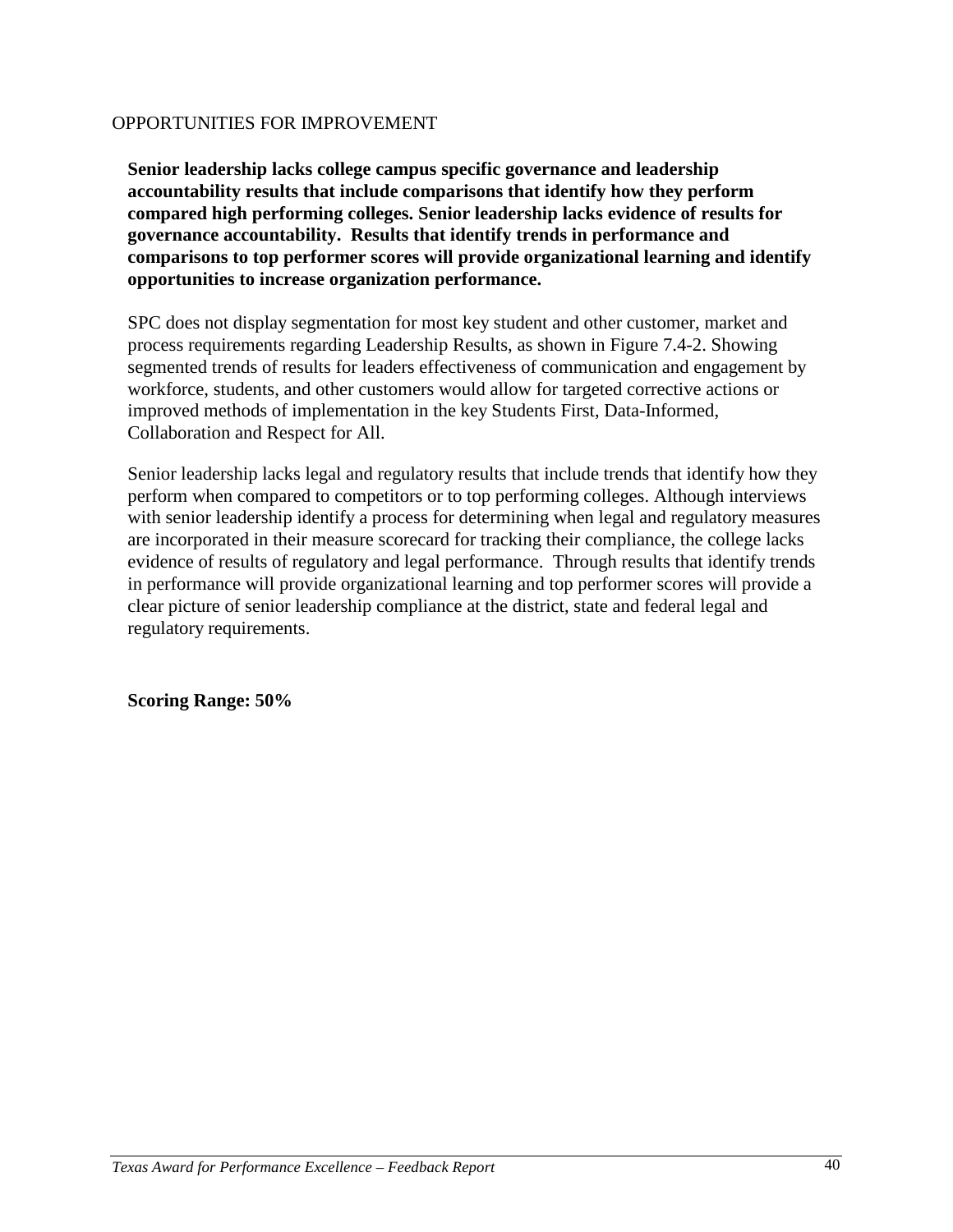OPPORTUNITIES FOR IMPROVEMENT

**Senior leadership lacks college campus specific governance and leadership accountability results that include comparisons that identify how they perform compared high performing colleges. Senior leadership lacks evidence of results for governance accountability. Results that identify trends in performance and comparisons to top performer scores will provide organizational learning and identify opportunities to increase organization performance.**

SPC does not display segmentation for most key student and other customer, market and process requirements regarding Leadership Results, as shown in Figure 7.4-2. Showing segmented trends of results for leaders effectiveness of communication and engagement by workforce, students, and other customers would allow for targeted corrective actions or improved methods of implementation in the key Students First, Data-Informed, Collaboration and Respect for All.

Senior leadership lacks legal and regulatory results that include trends that identify how they perform when compared to competitors or to top performing colleges. Although interviews with senior leadership identify a process for determining when legal and regulatory measures are incorporated in their measure scorecard for tracking their compliance, the college lacks evidence of results of regulatory and legal performance. Through results that identify trends in performance will provide organizational learning and top performer scores will provide a clear picture of senior leadership compliance at the district, state and federal legal and regulatory requirements.

**Scoring Range: 50%**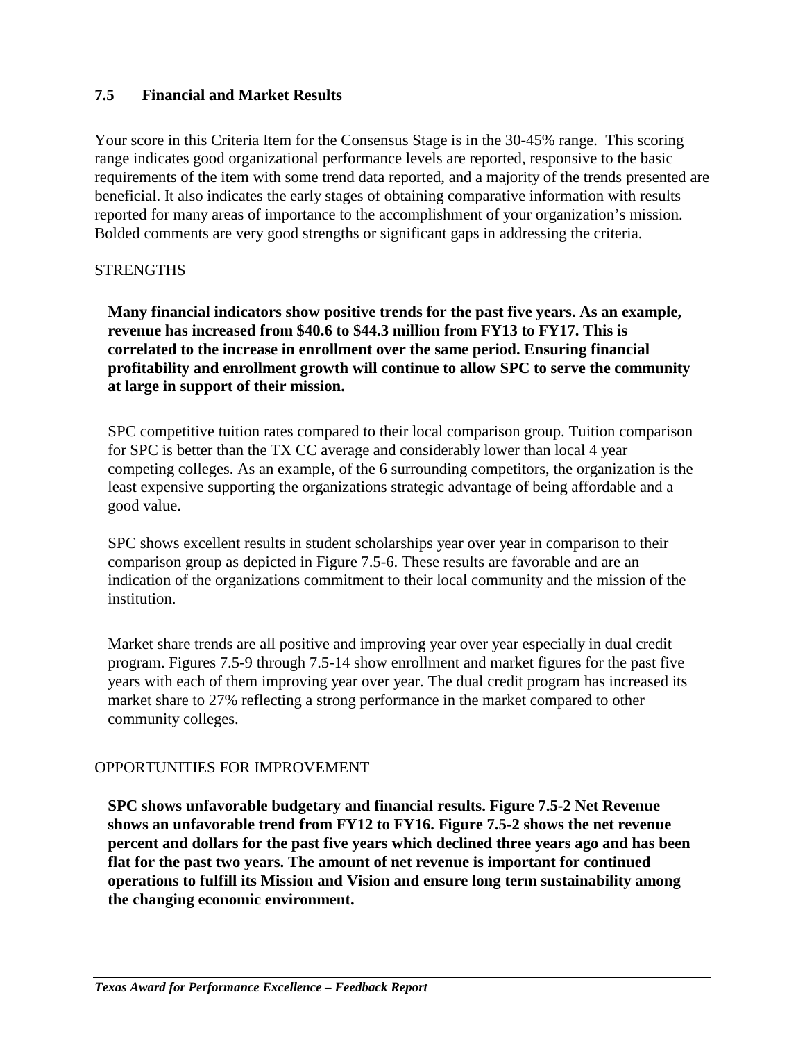### 7.5 Financial and Market Results

Your score in this Criteria Item for the Consensus Stage is in the 30-45% range. This scoring range indicates good organizational performance levels are reported, responsive to the basic requirements of the item with some trend data reported, and a majority of the trends presented are beneficial. It also indicates the early stages of obtaining comparative information with results reported for many areas of importance to the accomplishment of your organization's mission. Bolded comments are very good strengths or significant gaps in addressing the criteria.

STRENGTHS

**Many financial indicators show positive trends for the past five years. As an example, revenue has increased from $40.6 to $44.3 million from FY13 to FY17. This is correlated to the increase in enrollment over the same period. Ensuring financial profitability and enrollment growth will continue to allow SPC to serve the community at large in support of their mission.**

SPC competitive tuition rates compared to their local comparison group. Tuition comparison for SPC is better than the TX CC average and considerably lower than local 4 year competing colleges. As an example, of the 6 surrounding competitors, the organization is the least expensive supporting the organizations strategic advantage of being affordable and a good value.

SPC shows excellent results in student scholarships year over year in comparison to their comparison group as depicted in Figure 7.5-6. These results are favorable and are an indication of the organizations commitment to their local community and the mission of the institution.

Market share trends are all positive and improving year over year especially in dual credit program. Figures 7.5-9 through 7.5-14 show enrollment and market figures for the past five years with each of them improving year over year. The dual credit program has increased its market share to 27% reflecting a strong performance in the market compared to other community colleges.

OPPORTUNITIES FOR IMPROVEMENT

**SPC shows unfavorable budgetary and financial results. Figure 7.5-2 Net Revenue shows an unfavorable trend from FY12 to FY16. Figure 7.5-2 shows the net revenue percent and dollars for the past five years which declined three years ago and has been flat for the past two years. The amount of net revenue is important for continued operations to fulfill its Mission and Vision and ensure long term sustainability among the changing economic environment.**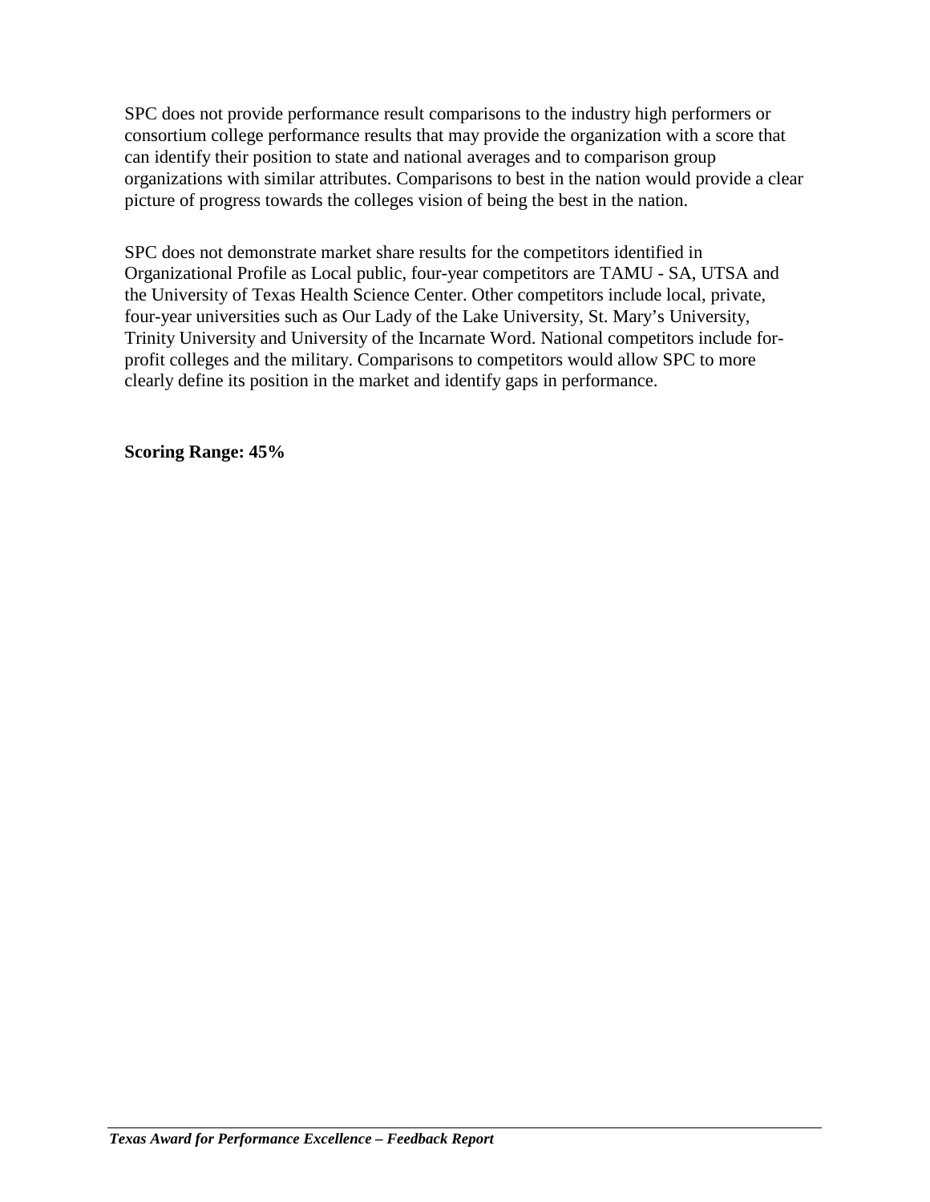SPC does not provide performance result comparisons to the industry high performers or consortium college performance results that may provide the organization with a score that can identify their position to state and national averages and to comparison group organizations with similar attributes. Comparisons to best in the nation would provide a clear picture of progress towards the colleges vision of being the best in the nation.

SPC does not demonstrate market share results for the competitors identified in Organizational Profile as Local public, four-year competitors are TAMU - SA, UTSA and the University of Texas Health Science Center. Other competitors include local, private, four-year universities such as Our Lady of the Lake University, St. Mary's University, Trinity University and University of the Incarnate Word. National competitors include for-profit colleges and the military. Comparisons to competitors would allow SPC to more clearly define its position in the market and identify gaps in performance.

**Scoring Range: 45%**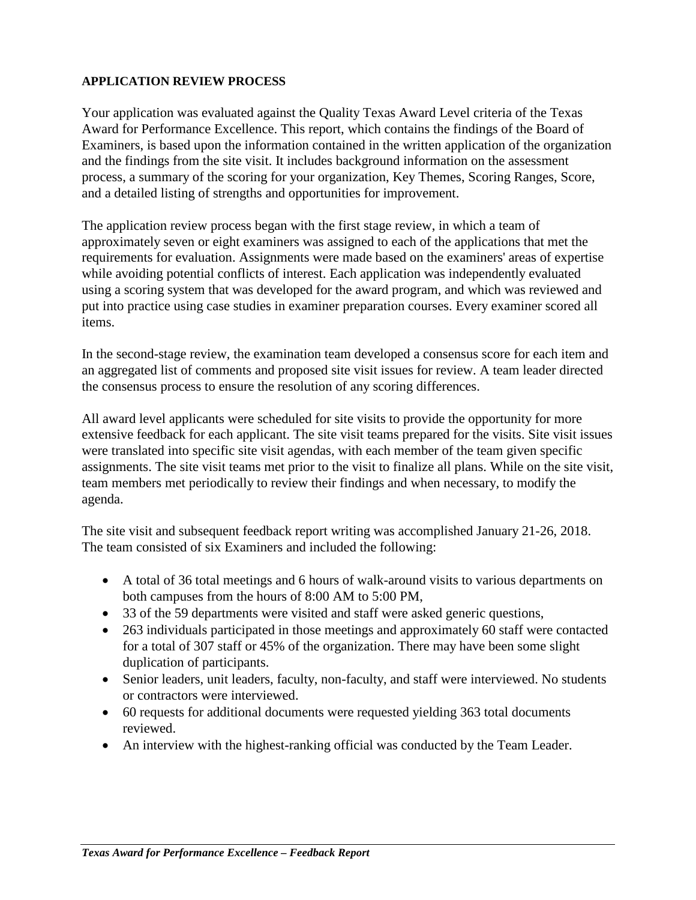**APPLICATION REVIEW PROCESS**

Your application was evaluated against the Quality Texas Award Level criteria of the Texas Award for Performance Excellence. This report, which contains the findings of the Board of Examiners, is based upon the information contained in the written application of the organization and the findings from the site visit. It includes background information on the assessment process, a summary of the scoring for your organization, Key Themes, Scoring Ranges, Score, and a detailed listing of strengths and opportunities for improvement.

The application review process began with the first stage review, in which a team of approximately seven or eight examiners was assigned to each of the applications that met the requirements for evaluation. Assignments were made based on the examiners' areas of expertise while avoiding potential conflicts of interest. Each application was independently evaluated using a scoring system that was developed for the award program, and which was reviewed and put into practice using case studies in examiner preparation courses. Every examiner scored all items.

In the second-stage review, the examination team developed a consensus score for each item and an aggregated list of comments and proposed site visit issues for review. A team leader directed the consensus process to ensure the resolution of any scoring differences.

All award level applicants were scheduled for site visits to provide the opportunity for more extensive feedback for each applicant. The site visit teams prepared for the visits. Site visit issues were translated into specific site visit agendas, with each member of the team given specific assignments. The site visit teams met prior to the visit to finalize all plans. While on the site visit, team members met periodically to review their findings and when necessary, to modify the agenda.

The site visit and subsequent feedback report writing was accomplished January 21-26, 2018. The team consisted of six Examiners and included the following:

- A total of 36 total meetings and 6 hours of walk-around visits to various departments on both campuses from the hours of 8:00 AM to 5:00 PM,
- 33 of the 59 departments were visited and staff were asked generic questions,
- 263 individuals participated in those meetings and approximately 60 staff were contacted for a total of 307 staff or 45% of the organization. There may have been some slight duplication of participants.
- Senior leaders, unit leaders, faculty, non-faculty, and staff were interviewed. No students or contractors were interviewed.
- 60 requests for additional documents were requested yielding 363 total documents reviewed.
- An interview with the highest-ranking official was conducted by the Team Leader.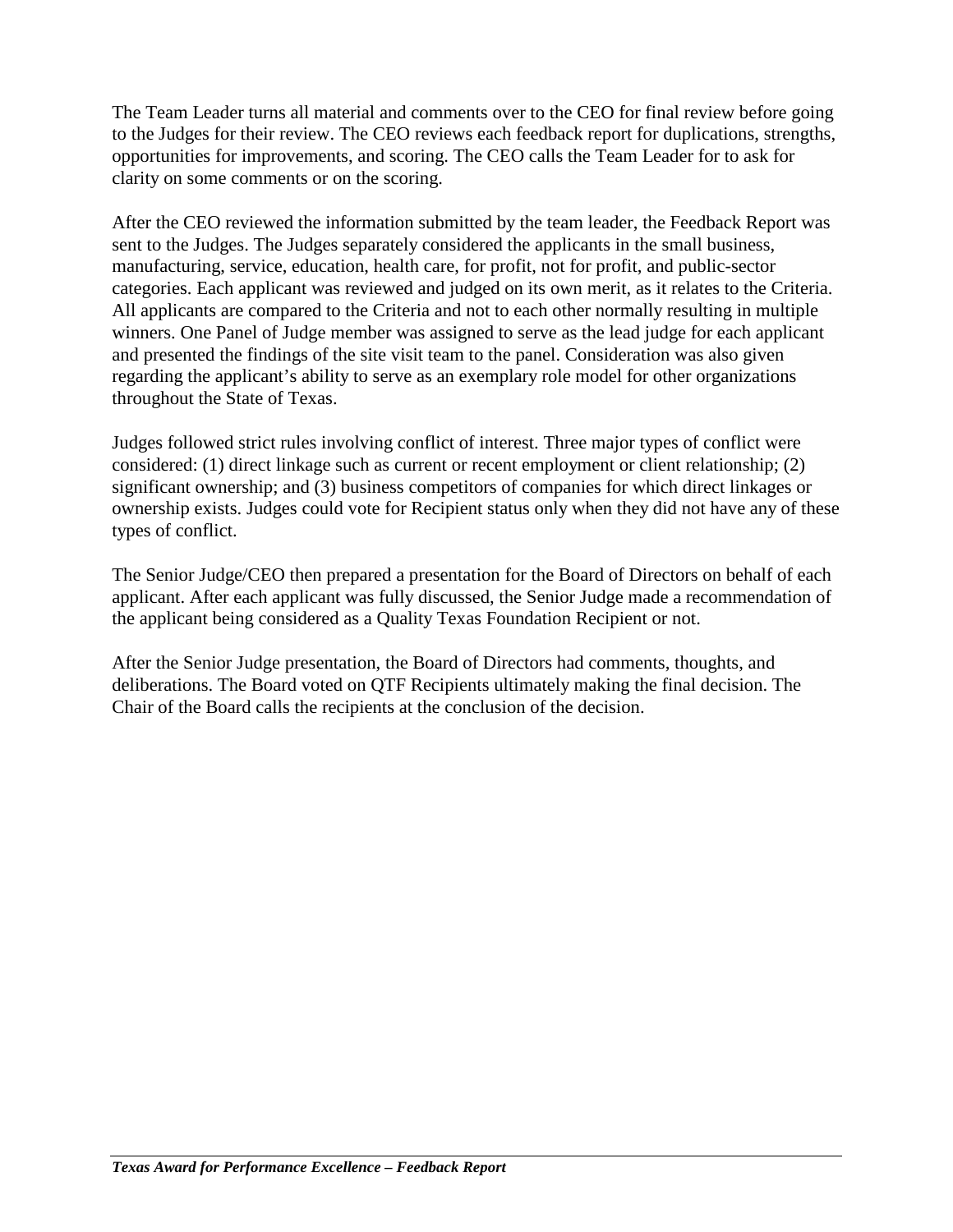The Team Leader turns all material and comments over to the CEO for final review before going to the Judges for their review. The CEO reviews each feedback report for duplications, strengths, opportunities for improvements, and scoring. The CEO calls the Team Leader for to ask for clarity on some comments or on the scoring.

After the CEO reviewed the information submitted by the team leader, the Feedback Report was sent to the Judges. The Judges separately considered the applicants in the small business, manufacturing, service, education, health care, for profit, not for profit, and public-sector categories. Each applicant was reviewed and judged on its own merit, as it relates to the Criteria. All applicants are compared to the Criteria and not to each other normally resulting in multiple winners. One Panel of Judge member was assigned to serve as the lead judge for each applicant and presented the findings of the site visit team to the panel. Consideration was also given regarding the applicant's ability to serve as an exemplary role model for other organizations throughout the State of Texas.

Judges followed strict rules involving conflict of interest. Three major types of conflict were considered: (1) direct linkage such as current or recent employment or client relationship; (2) significant ownership; and (3) business competitors of companies for which direct linkages or ownership exists. Judges could vote for Recipient status only when they did not have any of these types of conflict.

The Senior Judge/CEO then prepared a presentation for the Board of Directors on behalf of each applicant. After each applicant was fully discussed, the Senior Judge made a recommendation of the applicant being considered as a Quality Texas Foundation Recipient or not.

After the Senior Judge presentation, the Board of Directors had comments, thoughts, and deliberations. The Board voted on QTF Recipients ultimately making the final decision. The Chair of the Board calls the recipients at the conclusion of the decision.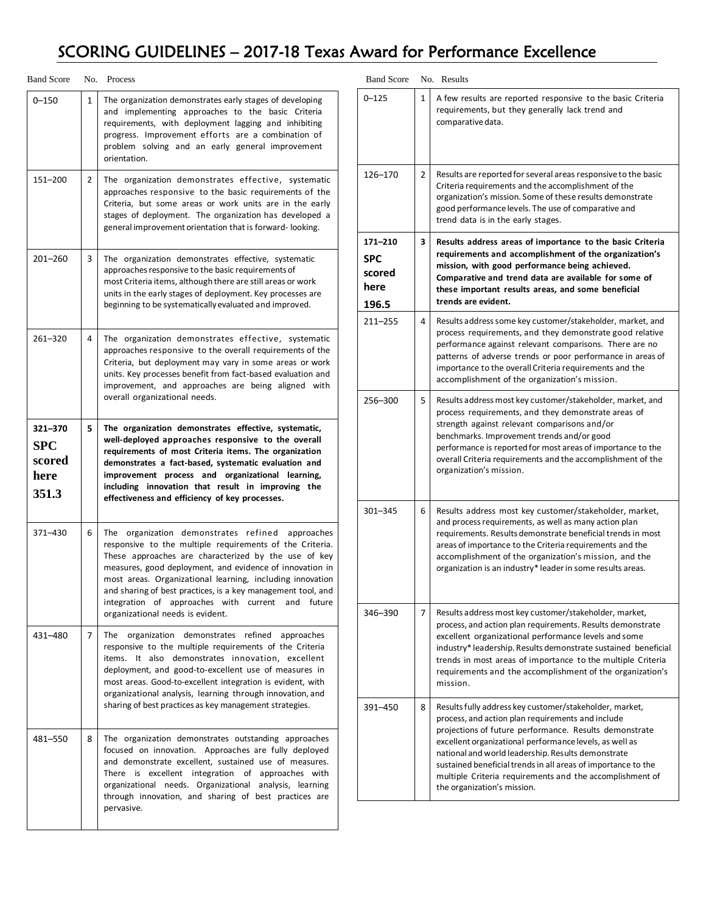# SCORING GUIDELINES – 2017-18 Texas Award for Performance Excellence

| Band Score | No. | Process |
|---|---|---|
| 0–150 | 1 | The organization demonstrates early stages of developing and implementing approaches to the basic Criteria requirements, with deployment lagging and inhibiting progress. Improvement efforts are a combination of problem solving and an early general improvement orientation. |
| 151–200 | 2 | The organization demonstrates effective, systematic approaches responsive to the basic requirements of the Criteria, but some areas or work units are in the early stages of deployment. The organization has developed a general improvement orientation that is forward- looking. |
| 201–260 | 3 | The organization demonstrates effective, systematic approaches responsive to the basic requirements of most Criteria items, although there are still areas or work units in the early stages of deployment. Key processes are beginning to be systematically evaluated and improved. |
| 261–320 | 4 | The organization demonstrates effective, systematic approaches responsive to the overall requirements of the Criteria, but deployment may vary in some areas or work units. Key processes benefit from fact-based evaluation and improvement, and approaches are being aligned with overall organizational needs. |
| **321–370 SPC scored here 351.3** | **5** | **The organization demonstrates effective, systematic, well-deployed approaches responsive to the overall requirements of most Criteria items. The organization demonstrates a fact-based, systematic evaluation and improvement process and organizational learning, including innovation that result in improving the effectiveness and efficiency of key processes.** |
| 371–430 | 6 | The organization demonstrates refined approaches responsive to the multiple requirements of the Criteria. These approaches are characterized by the use of key measures, good deployment, and evidence of innovation in most areas. Organizational learning, including innovation and sharing of best practices, is a key management tool, and integration of approaches with current and future organizational needs is evident. |
| 431–480 | 7 | The organization demonstrates refined approaches responsive to the multiple requirements of the Criteria items. It also demonstrates innovation, excellent deployment, and good-to-excellent use of measures in most areas. Good-to-excellent integration is evident, with organizational analysis, learning through innovation, and sharing of best practices as key management strategies. |
| 481–550 | 8 | The organization demonstrates outstanding approaches focused on innovation. Approaches are fully deployed and demonstrate excellent, sustained use of measures. There is excellent integration of approaches with organizational needs. Organizational analysis, learning through innovation, and sharing of best practices are pervasive. |

| Band Score | No. | Results |
|---|---|---|
| 0–125 | 1 | A few results are reported responsive to the basic Criteria requirements, but they generally lack trend and comparative data. |
| 126–170 | 2 | Results are reported for several areas responsive to the basic Criteria requirements and the accomplishment of the organization's mission. Some of these results demonstrate good performance levels. The use of comparative and trend data is in the early stages. |
| **171–210 SPC scored here 196.5** | **3** | **Results address areas of importance to the basic Criteria requirements and accomplishment of the organization's mission, with good performance being achieved. Comparative and trend data are available for some of these important results areas, and some beneficial trends are evident.** |
| 211–255 | 4 | Results address some key customer/stakeholder, market, and process requirements, and they demonstrate good relative performance against relevant comparisons. There are no patterns of adverse trends or poor performance in areas of importance to the overall Criteria requirements and the accomplishment of the organization's mission. |
| 256–300 | 5 | Results address most key customer/stakeholder, market, and process requirements, and they demonstrate areas of strength against relevant comparisons and/or benchmarks. Improvement trends and/or good performance is reported for most areas of importance to the overall Criteria requirements and the accomplishment of the organization's mission. |
| 301–345 | 6 | Results address most key customer/stakeholder, market, and process requirements, as well as many action plan requirements. Results demonstrate beneficial trends in most areas of importance to the Criteria requirements and the accomplishment of the organization's mission, and the organization is an industry* leader in some results areas. |
| 346–390 | 7 | Results address most key customer/stakeholder, market, process, and action plan requirements. Results demonstrate excellent organizational performance levels and some industry* leadership. Results demonstrate sustained beneficial trends in most areas of importance to the multiple Criteria requirements and the accomplishment of the organization's mission. |
| 391–450 | 8 | Results fully address key customer/stakeholder, market, process, and action plan requirements and include projections of future performance. Results demonstrate excellent organizational performance levels, as well as national and world leadership. Results demonstrate sustained beneficial trends in all areas of importance to the multiple Criteria requirements and the accomplishment of the organization's mission. |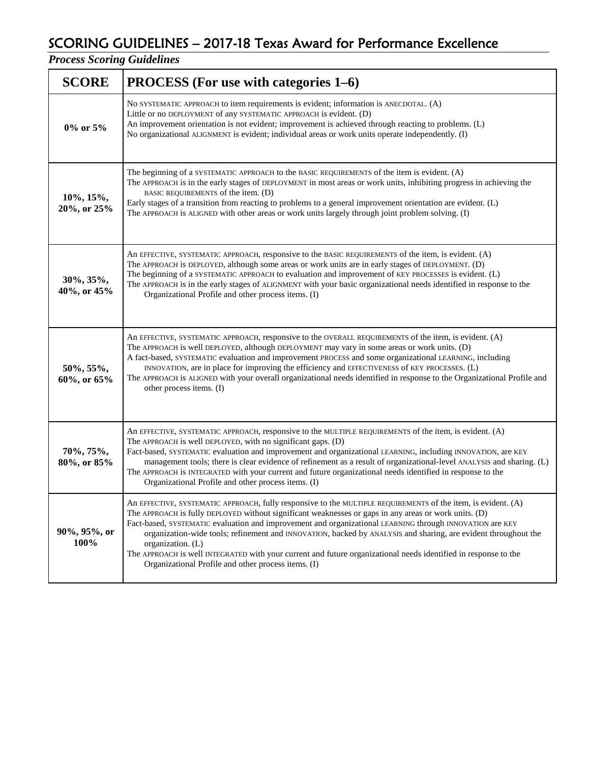# SCORING GUIDELINES – 2017-18 Texas Award for Performance Excellence

***Process Scoring Guidelines***

| SCORE | PROCESS (For use with categories 1–6) |
|---|---|
| 0% or 5% | No SYSTEMATIC APPROACH to item requirements is evident; information is ANECDOTAL. (A)<br>Little or no DEPLOYMENT of any SYSTEMATIC APPROACH is evident. (D)<br>An improvement orientation is not evident; improvement is achieved through reacting to problems. (L)<br>No organizational ALIGNMENT is evident; individual areas or work units operate independently. (I) |
| 10%, 15%, 20%, or 25% | The beginning of a SYSTEMATIC APPROACH to the BASIC REQUIREMENTS of the item is evident. (A)<br>The APPROACH is in the early stages of DEPLOYMENT in most areas or work units, inhibiting progress in achieving the BASIC REQUIREMENTS of the item. (D)<br>Early stages of a transition from reacting to problems to a general improvement orientation are evident. (L)<br>The APPROACH is ALIGNED with other areas or work units largely through joint problem solving. (I) |
| 30%, 35%, 40%, or 45% | An EFFECTIVE, SYSTEMATIC APPROACH, responsive to the BASIC REQUIREMENTS of the item, is evident. (A)<br>The APPROACH is DEPLOYED, although some areas or work units are in early stages of DEPLOYMENT. (D)<br>The beginning of a SYSTEMATIC APPROACH to evaluation and improvement of KEY PROCESSES is evident. (L)<br>The APPROACH is in the early stages of ALIGNMENT with your basic organizational needs identified in response to the Organizational Profile and other process items. (I) |
| 50%, 55%, 60%, or 65% | An EFFECTIVE, SYSTEMATIC APPROACH, responsive to the OVERALL REQUIREMENTS of the item, is evident. (A)<br>The APPROACH is well DEPLOYED, although DEPLOYMENT may vary in some areas or work units. (D)<br>A fact-based, SYSTEMATIC evaluation and improvement PROCESS and some organizational LEARNING, including INNOVATION, are in place for improving the efficiency and EFFECTIVENESS of KEY PROCESSES. (L)<br>The APPROACH is ALIGNED with your overall organizational needs identified in response to the Organizational Profile and other process items. (I) |
| 70%, 75%, 80%, or 85% | An EFFECTIVE, SYSTEMATIC APPROACH, responsive to the MULTIPLE REQUIREMENTS of the item, is evident. (A)<br>The APPROACH is well DEPLOYED, with no significant gaps. (D)<br>Fact-based, SYSTEMATIC evaluation and improvement and organizational LEARNING, including INNOVATION, are KEY management tools; there is clear evidence of refinement as a result of organizational-level ANALYSIS and sharing. (L)<br>The APPROACH is INTEGRATED with your current and future organizational needs identified in response to the Organizational Profile and other process items. (I) |
| 90%, 95%, or 100% | An EFFECTIVE, SYSTEMATIC APPROACH, fully responsive to the MULTIPLE REQUIREMENTS of the item, is evident. (A)<br>The APPROACH is fully DEPLOYED without significant weaknesses or gaps in any areas or work units. (D)<br>Fact-based, SYSTEMATIC evaluation and improvement and organizational LEARNING through INNOVATION are KEY organization-wide tools; refinement and INNOVATION, backed by ANALYSIS and sharing, are evident throughout the organization. (L)<br>The APPROACH is well INTEGRATED with your current and future organizational needs identified in response to the Organizational Profile and other process items. (I) |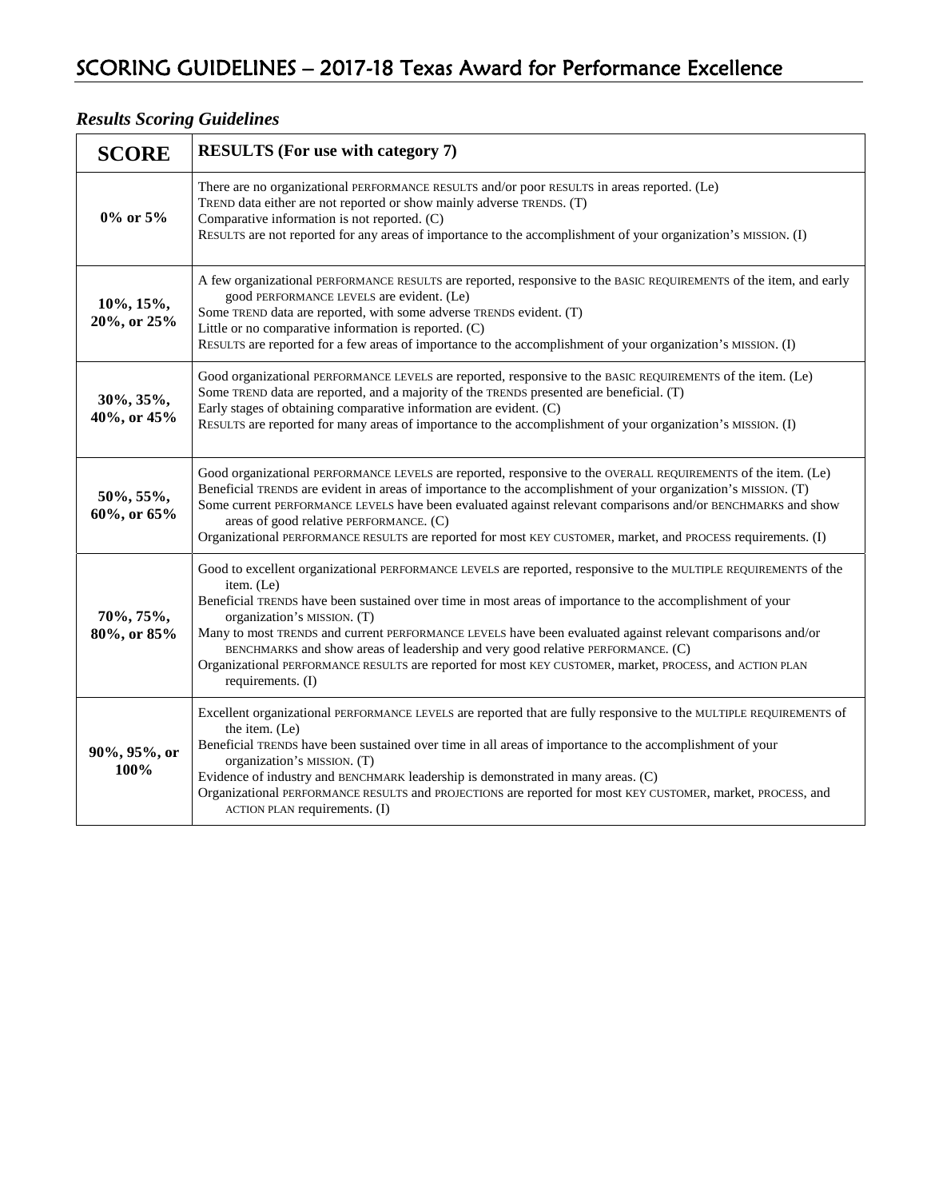# SCORING GUIDELINES – 2017-18 Texas Award for Performance Excellence

### *Results Scoring Guidelines*

| SCORE | RESULTS (For use with category 7) |
|---|---|
| 0% or 5% | There are no organizational PERFORMANCE RESULTS and/or poor RESULTS in areas reported. (Le)<br>TREND data either are not reported or show mainly adverse TRENDS. (T)<br>Comparative information is not reported. (C)<br>RESULTS are not reported for any areas of importance to the accomplishment of your organization's MISSION. (I) |
| 10%, 15%, 20%, or 25% | A few organizational PERFORMANCE RESULTS are reported, responsive to the BASIC REQUIREMENTS of the item, and early good PERFORMANCE LEVELS are evident. (Le)<br>Some TREND data are reported, with some adverse TRENDS evident. (T)<br>Little or no comparative information is reported. (C)<br>RESULTS are reported for a few areas of importance to the accomplishment of your organization's MISSION. (I) |
| 30%, 35%, 40%, or 45% | Good organizational PERFORMANCE LEVELS are reported, responsive to the BASIC REQUIREMENTS of the item. (Le)<br>Some TREND data are reported, and a majority of the TRENDS presented are beneficial. (T)<br>Early stages of obtaining comparative information are evident. (C)<br>RESULTS are reported for many areas of importance to the accomplishment of your organization's MISSION. (I) |
| 50%, 55%, 60%, or 65% | Good organizational PERFORMANCE LEVELS are reported, responsive to the OVERALL REQUIREMENTS of the item. (Le)<br>Beneficial TRENDS are evident in areas of importance to the accomplishment of your organization's MISSION. (T)<br>Some current PERFORMANCE LEVELS have been evaluated against relevant comparisons and/or BENCHMARKS and show areas of good relative PERFORMANCE. (C)<br>Organizational PERFORMANCE RESULTS are reported for most KEY CUSTOMER, market, and PROCESS requirements. (I) |
| 70%, 75%, 80%, or 85% | Good to excellent organizational PERFORMANCE LEVELS are reported, responsive to the MULTIPLE REQUIREMENTS of the item. (Le)<br>Beneficial TRENDS have been sustained over time in most areas of importance to the accomplishment of your organization's MISSION. (T)<br>Many to most TRENDS and current PERFORMANCE LEVELS have been evaluated against relevant comparisons and/or BENCHMARKS and show areas of leadership and very good relative PERFORMANCE. (C)<br>Organizational PERFORMANCE RESULTS are reported for most KEY CUSTOMER, market, PROCESS, and ACTION PLAN requirements. (I) |
| 90%, 95%, or 100% | Excellent organizational PERFORMANCE LEVELS are reported that are fully responsive to the MULTIPLE REQUIREMENTS of the item. (Le)<br>Beneficial TRENDS have been sustained over time in all areas of importance to the accomplishment of your organization's MISSION. (T)<br>Evidence of industry and BENCHMARK leadership is demonstrated in many areas. (C)<br>Organizational PERFORMANCE RESULTS and PROJECTIONS are reported for most KEY CUSTOMER, market, PROCESS, and ACTION PLAN requirements. (I) |